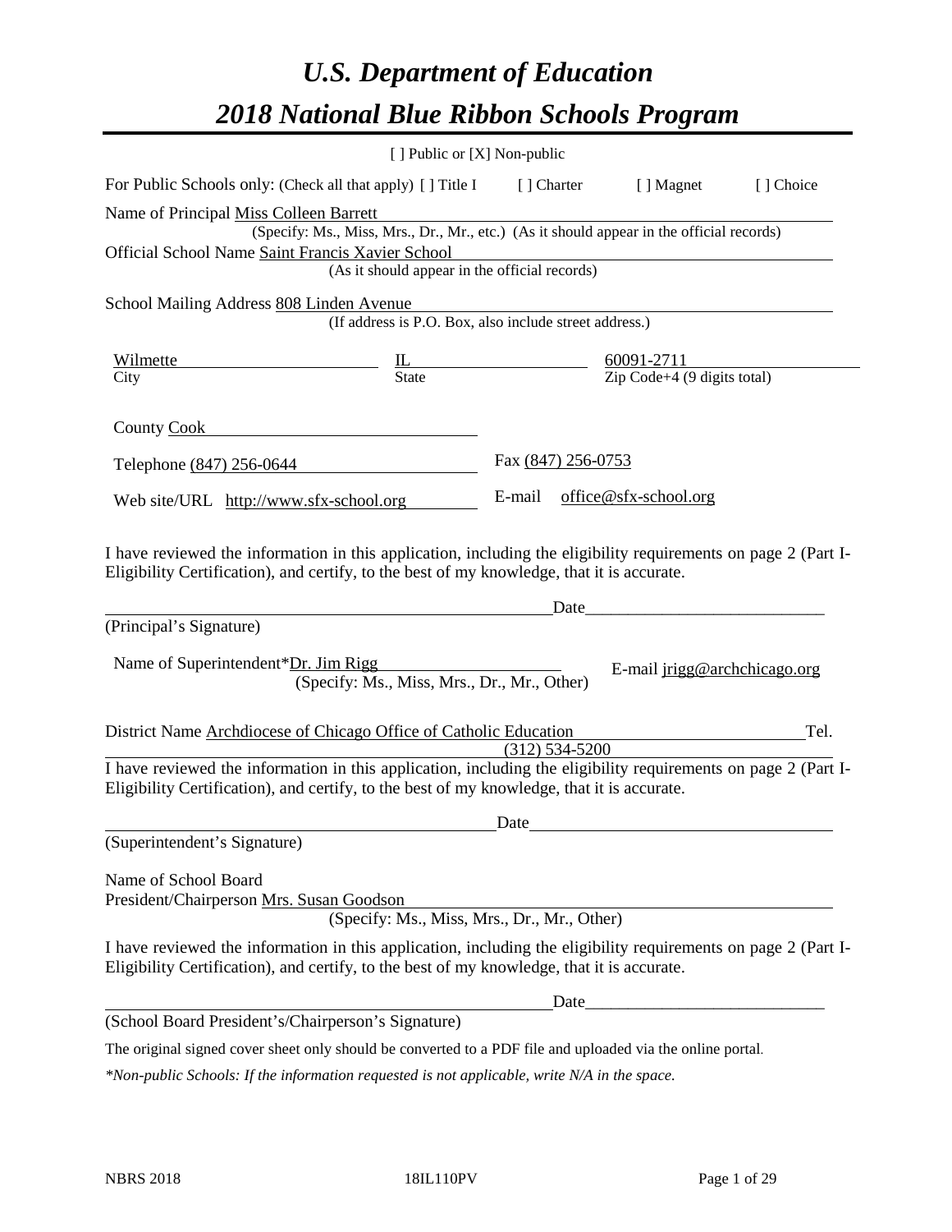# *U.S. Department of Education*

# *2018 National Blue Ribbon Schools Program*

[ ] Public or [X] Non-public

For Public Schools only: (Check all that apply) [ ] Title I [ ] Charter [ ] Magnet [ ] Choice

Name of Principal Miss Colleen Barrett
(Specify: Ms., Miss, Mrs., Dr., Mr., etc.) (As it should appear in the official records)

Official School Name Saint Francis Xavier School
(As it should appear in the official records)

School Mailing Address 808 Linden Avenue
(If address is P.O. Box, also include street address.)

| Wilmette | IL | 60091-2711 |
|---|---|---|
| City | State | Zip Code+4 (9 digits total) |

County Cook

Telephone (847) 256-0644 Fax (847) 256-0753

Web site/URL http://www.sfx-school.org E-mail office@sfx-school.org

I have reviewed the information in this application, including the eligibility requirements on page 2 (Part I-Eligibility Certification), and certify, to the best of my knowledge, that it is accurate.

_______________________________________________Date___________________________

(Principal's Signature)

Name of Superintendent*Dr. Jim Rigg E-mail jrigg@archchicago.org
(Specify: Ms., Miss, Mrs., Dr., Mr., Other)

District Name Archdiocese of Chicago Office of Catholic Education Tel. (312) 534-5200

I have reviewed the information in this application, including the eligibility requirements on page 2 (Part I-Eligibility Certification), and certify, to the best of my knowledge, that it is accurate.

_______________________________________________Date___________________________

(Superintendent's Signature)

Name of School Board
President/Chairperson Mrs. Susan Goodson
(Specify: Ms., Miss, Mrs., Dr., Mr., Other)

I have reviewed the information in this application, including the eligibility requirements on page 2 (Part I-Eligibility Certification), and certify, to the best of my knowledge, that it is accurate.

_______________________________________________Date___________________________

(School Board President's/Chairperson's Signature)

The original signed cover sheet only should be converted to a PDF file and uploaded via the online portal.

*\*Non-public Schools: If the information requested is not applicable, write N/A in the space.*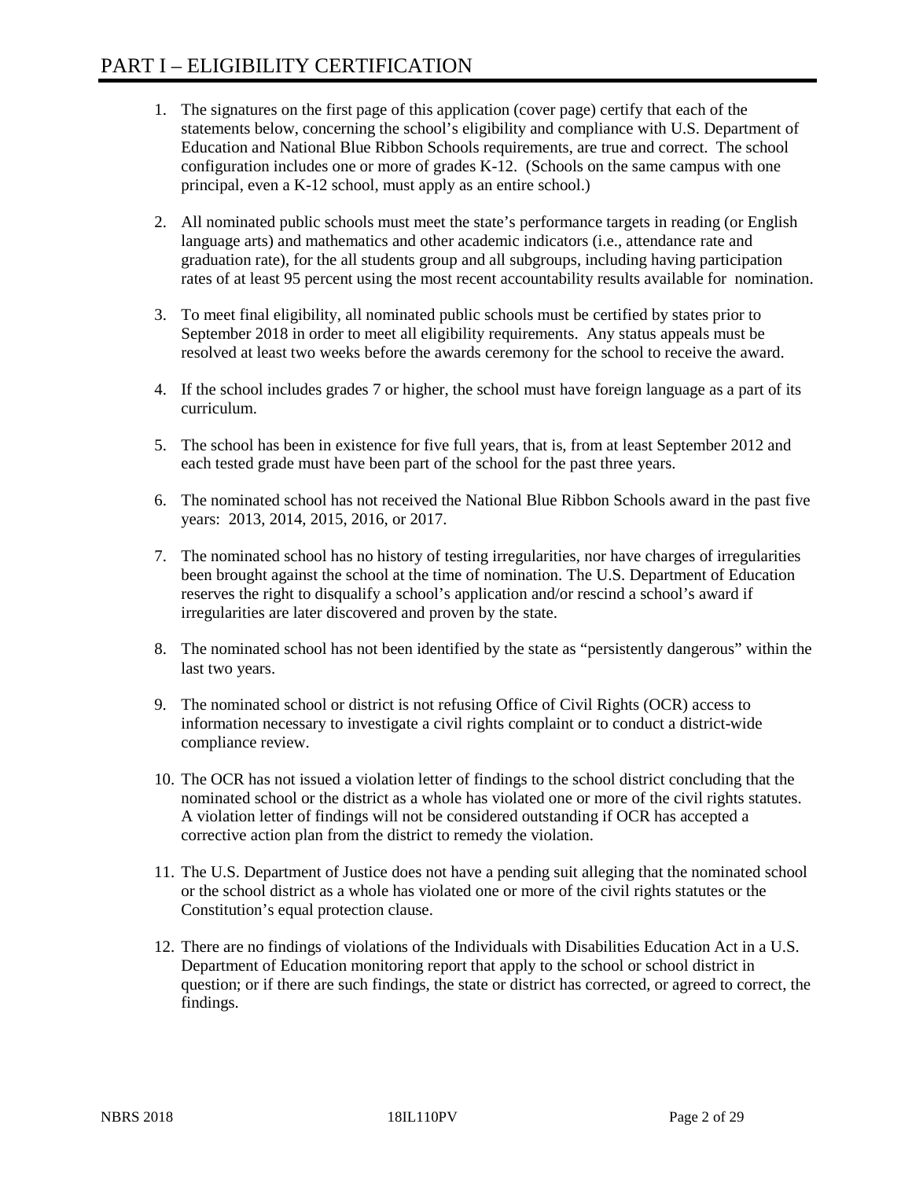# PART I – ELIGIBILITY CERTIFICATION

1. The signatures on the first page of this application (cover page) certify that each of the statements below, concerning the school's eligibility and compliance with U.S. Department of Education and National Blue Ribbon Schools requirements, are true and correct. The school configuration includes one or more of grades K-12. (Schools on the same campus with one principal, even a K-12 school, must apply as an entire school.)

2. All nominated public schools must meet the state's performance targets in reading (or English language arts) and mathematics and other academic indicators (i.e., attendance rate and graduation rate), for the all students group and all subgroups, including having participation rates of at least 95 percent using the most recent accountability results available for nomination.

3. To meet final eligibility, all nominated public schools must be certified by states prior to September 2018 in order to meet all eligibility requirements. Any status appeals must be resolved at least two weeks before the awards ceremony for the school to receive the award.

4. If the school includes grades 7 or higher, the school must have foreign language as a part of its curriculum.

5. The school has been in existence for five full years, that is, from at least September 2012 and each tested grade must have been part of the school for the past three years.

6. The nominated school has not received the National Blue Ribbon Schools award in the past five years: 2013, 2014, 2015, 2016, or 2017.

7. The nominated school has no history of testing irregularities, nor have charges of irregularities been brought against the school at the time of nomination. The U.S. Department of Education reserves the right to disqualify a school's application and/or rescind a school's award if irregularities are later discovered and proven by the state.

8. The nominated school has not been identified by the state as "persistently dangerous" within the last two years.

9. The nominated school or district is not refusing Office of Civil Rights (OCR) access to information necessary to investigate a civil rights complaint or to conduct a district-wide compliance review.

10. The OCR has not issued a violation letter of findings to the school district concluding that the nominated school or the district as a whole has violated one or more of the civil rights statutes. A violation letter of findings will not be considered outstanding if OCR has accepted a corrective action plan from the district to remedy the violation.

11. The U.S. Department of Justice does not have a pending suit alleging that the nominated school or the school district as a whole has violated one or more of the civil rights statutes or the Constitution's equal protection clause.

12. There are no findings of violations of the Individuals with Disabilities Education Act in a U.S. Department of Education monitoring report that apply to the school or school district in question; or if there are such findings, the state or district has corrected, or agreed to correct, the findings.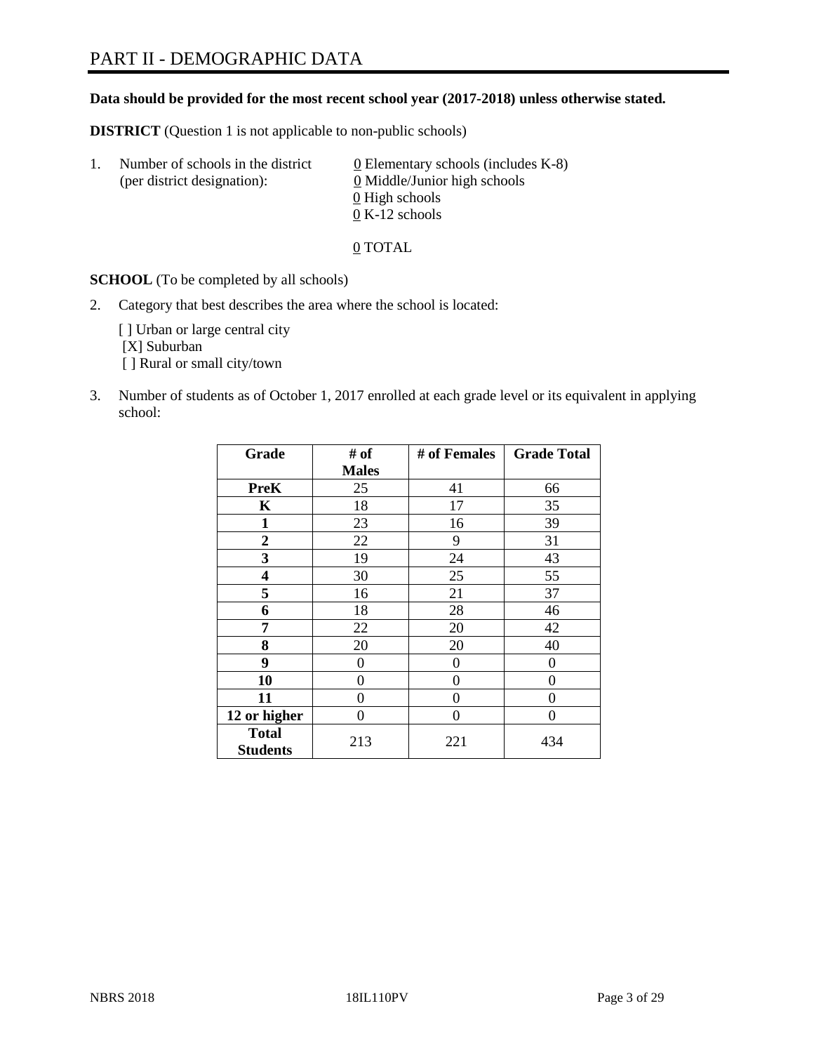# PART II - DEMOGRAPHIC DATA

**Data should be provided for the most recent school year (2017-2018) unless otherwise stated.**

**DISTRICT** (Question 1 is not applicable to non-public schools)

1. Number of schools in the district (per district designation):
   - 0 Elementary schools (includes K-8)
   - 0 Middle/Junior high schools
   - 0 High schools
   - 0 K-12 schools

   0 TOTAL

**SCHOOL** (To be completed by all schools)

2. Category that best describes the area where the school is located:

   [ ] Urban or large central city
   [X] Suburban
   [ ] Rural or small city/town

3. Number of students as of October 1, 2017 enrolled at each grade level or its equivalent in applying school:

| Grade | # of Males | # of Females | Grade Total |
|---|---|---|---|
| **PreK** | 25 | 41 | 66 |
| **K** | 18 | 17 | 35 |
| **1** | 23 | 16 | 39 |
| **2** | 22 | 9 | 31 |
| **3** | 19 | 24 | 43 |
| **4** | 30 | 25 | 55 |
| **5** | 16 | 21 | 37 |
| **6** | 18 | 28 | 46 |
| **7** | 22 | 20 | 42 |
| **8** | 20 | 20 | 40 |
| **9** | 0 | 0 | 0 |
| **10** | 0 | 0 | 0 |
| **11** | 0 | 0 | 0 |
| **12 or higher** | 0 | 0 | 0 |
| **Total Students** | 213 | 221 | 434 |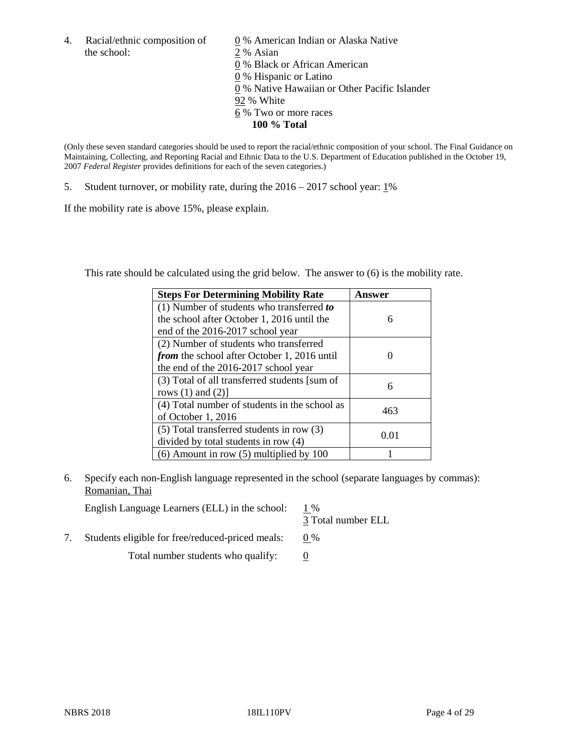4. Racial/ethnic composition of the school:

0 % American Indian or Alaska Native
2 % Asian
0 % Black or African American
0 % Hispanic or Latino
0 % Native Hawaiian or Other Pacific Islander
92 % White
6 % Two or more races
**100 % Total**

(Only these seven standard categories should be used to report the racial/ethnic composition of your school. The Final Guidance on Maintaining, Collecting, and Reporting Racial and Ethnic Data to the U.S. Department of Education published in the October 19, 2007 *Federal Register* provides definitions for each of the seven categories.)

5. Student turnover, or mobility rate, during the 2016 – 2017 school year: 1%

If the mobility rate is above 15%, please explain.

This rate should be calculated using the grid below. The answer to (6) is the mobility rate.

| Steps For Determining Mobility Rate | Answer |
|---|---|
| (1) Number of students who transferred ***to*** the school after October 1, 2016 until the end of the 2016-2017 school year | 6 |
| (2) Number of students who transferred ***from*** the school after October 1, 2016 until the end of the 2016-2017 school year | 0 |
| (3) Total of all transferred students [sum of rows (1) and (2)] | 6 |
| (4) Total number of students in the school as of October 1, 2016 | 463 |
| (5) Total transferred students in row (3) divided by total students in row (4) | 0.01 |
| (6) Amount in row (5) multiplied by 100 | 1 |

6. Specify each non-English language represented in the school (separate languages by commas): Romanian, Thai

English Language Learners (ELL) in the school: 1 %
3 Total number ELL

7. Students eligible for free/reduced-priced meals: 0 %

Total number students who qualify: 0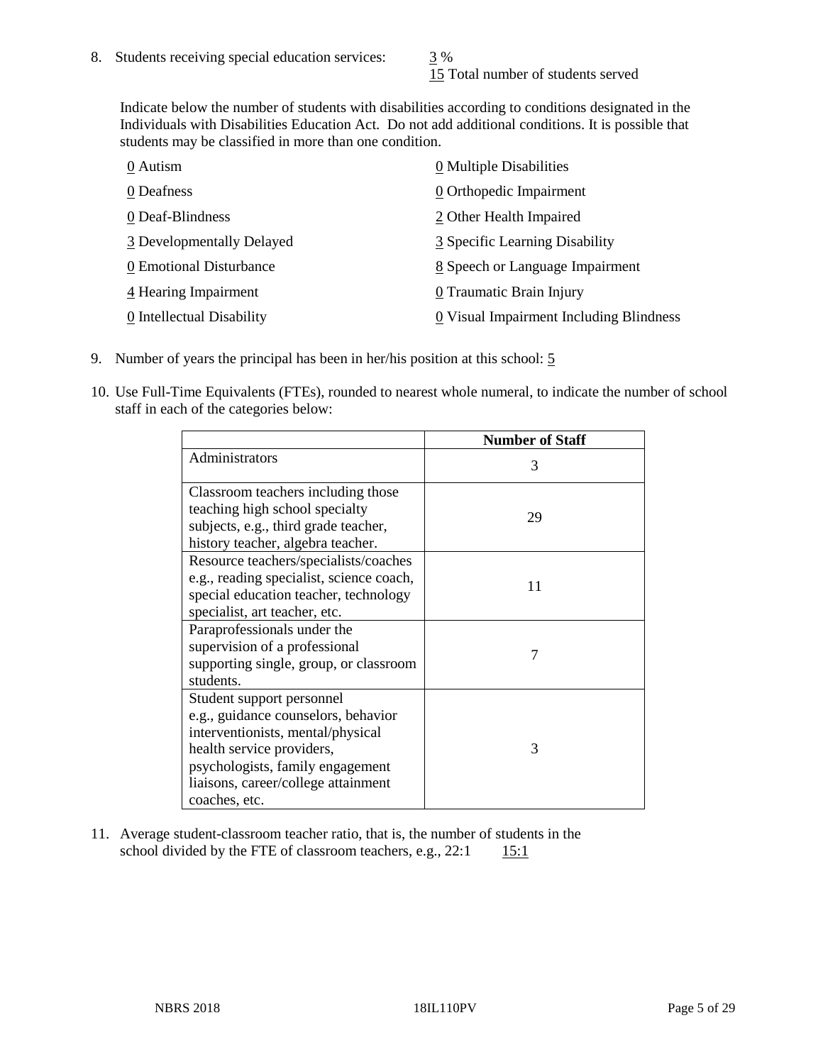8. Students receiving special education services: 3 %
   15 Total number of students served

   Indicate below the number of students with disabilities according to conditions designated in the Individuals with Disabilities Education Act. Do not add additional conditions. It is possible that students may be classified in more than one condition.

   0 Autism
   0 Deafness
   0 Deaf-Blindness
   3 Developmentally Delayed
   0 Emotional Disturbance
   4 Hearing Impairment
   0 Intellectual Disability
   0 Multiple Disabilities
   0 Orthopedic Impairment
   2 Other Health Impaired
   3 Specific Learning Disability
   8 Speech or Language Impairment
   0 Traumatic Brain Injury
   0 Visual Impairment Including Blindness

9. Number of years the principal has been in her/his position at this school: 5

10. Use Full-Time Equivalents (FTEs), rounded to nearest whole numeral, to indicate the number of school staff in each of the categories below:

| | Number of Staff |
|---|---|
| Administrators | 3 |
| Classroom teachers including those teaching high school specialty subjects, e.g., third grade teacher, history teacher, algebra teacher. | 29 |
| Resource teachers/specialists/coaches e.g., reading specialist, science coach, special education teacher, technology specialist, art teacher, etc. | 11 |
| Paraprofessionals under the supervision of a professional supporting single, group, or classroom students. | 7 |
| Student support personnel e.g., guidance counselors, behavior interventionists, mental/physical health service providers, psychologists, family engagement liaisons, career/college attainment coaches, etc. | 3 |

11. Average student-classroom teacher ratio, that is, the number of students in the school divided by the FTE of classroom teachers, e.g., 22:1 15:1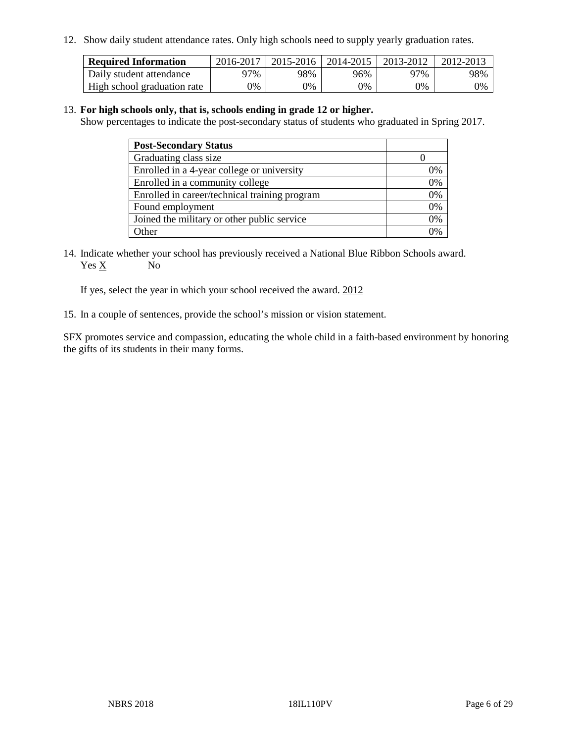12. Show daily student attendance rates. Only high schools need to supply yearly graduation rates.

| Required Information | 2016-2017 | 2015-2016 | 2014-2015 | 2013-2012 | 2012-2013 |
|---|---|---|---|---|---|
| Daily student attendance | 97% | 98% | 96% | 97% | 98% |
| High school graduation rate | 0% | 0% | 0% | 0% | 0% |

13. **For high schools only, that is, schools ending in grade 12 or higher.**
Show percentages to indicate the post-secondary status of students who graduated in Spring 2017.

| Post-Secondary Status | |
|---|---|
| Graduating class size | 0 |
| Enrolled in a 4-year college or university | 0% |
| Enrolled in a community college | 0% |
| Enrolled in career/technical training program | 0% |
| Found employment | 0% |
| Joined the military or other public service | 0% |
| Other | 0% |

14. Indicate whether your school has previously received a National Blue Ribbon Schools award.
Yes X No

If yes, select the year in which your school received the award. 2012

15. In a couple of sentences, provide the school's mission or vision statement.

SFX promotes service and compassion, educating the whole child in a faith-based environment by honoring the gifts of its students in their many forms.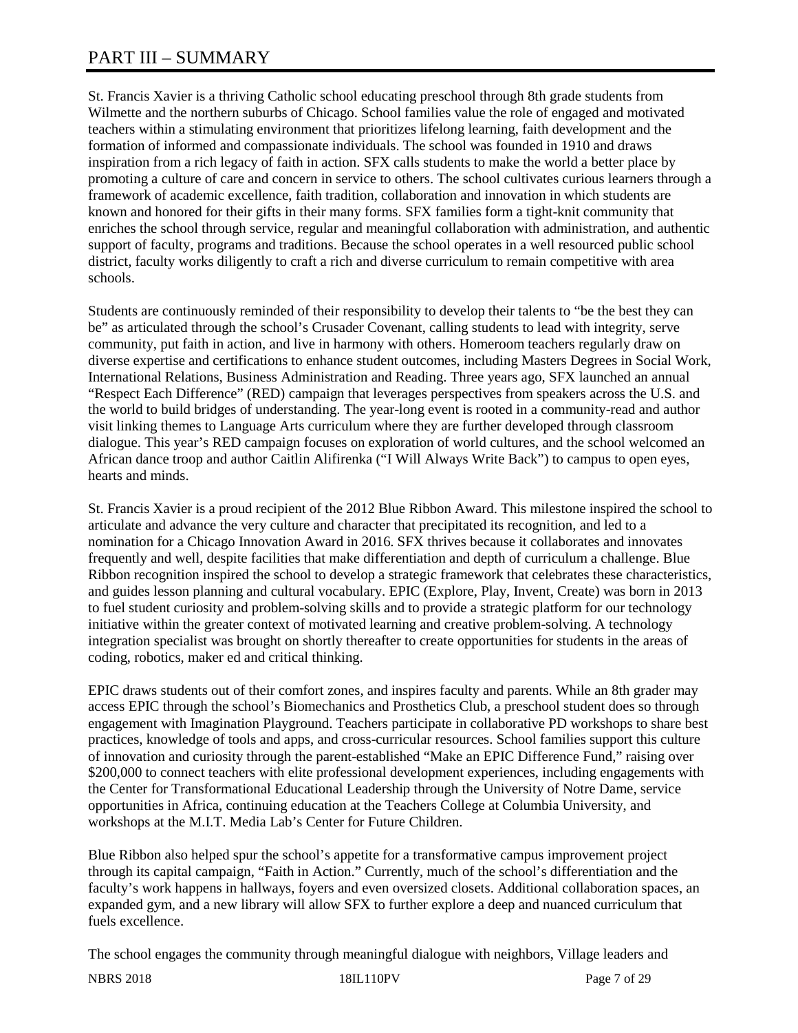# PART III – SUMMARY

St. Francis Xavier is a thriving Catholic school educating preschool through 8th grade students from Wilmette and the northern suburbs of Chicago. School families value the role of engaged and motivated teachers within a stimulating environment that prioritizes lifelong learning, faith development and the formation of informed and compassionate individuals. The school was founded in 1910 and draws inspiration from a rich legacy of faith in action. SFX calls students to make the world a better place by promoting a culture of care and concern in service to others. The school cultivates curious learners through a framework of academic excellence, faith tradition, collaboration and innovation in which students are known and honored for their gifts in their many forms. SFX families form a tight-knit community that enriches the school through service, regular and meaningful collaboration with administration, and authentic support of faculty, programs and traditions. Because the school operates in a well resourced public school district, faculty works diligently to craft a rich and diverse curriculum to remain competitive with area schools.

Students are continuously reminded of their responsibility to develop their talents to "be the best they can be" as articulated through the school's Crusader Covenant, calling students to lead with integrity, serve community, put faith in action, and live in harmony with others. Homeroom teachers regularly draw on diverse expertise and certifications to enhance student outcomes, including Masters Degrees in Social Work, International Relations, Business Administration and Reading. Three years ago, SFX launched an annual "Respect Each Difference" (RED) campaign that leverages perspectives from speakers across the U.S. and the world to build bridges of understanding. The year-long event is rooted in a community-read and author visit linking themes to Language Arts curriculum where they are further developed through classroom dialogue. This year's RED campaign focuses on exploration of world cultures, and the school welcomed an African dance troop and author Caitlin Alifirenka ("I Will Always Write Back") to campus to open eyes, hearts and minds.

St. Francis Xavier is a proud recipient of the 2012 Blue Ribbon Award. This milestone inspired the school to articulate and advance the very culture and character that precipitated its recognition, and led to a nomination for a Chicago Innovation Award in 2016. SFX thrives because it collaborates and innovates frequently and well, despite facilities that make differentiation and depth of curriculum a challenge. Blue Ribbon recognition inspired the school to develop a strategic framework that celebrates these characteristics, and guides lesson planning and cultural vocabulary. EPIC (Explore, Play, Invent, Create) was born in 2013 to fuel student curiosity and problem-solving skills and to provide a strategic platform for our technology initiative within the greater context of motivated learning and creative problem-solving. A technology integration specialist was brought on shortly thereafter to create opportunities for students in the areas of coding, robotics, maker ed and critical thinking.

EPIC draws students out of their comfort zones, and inspires faculty and parents. While an 8th grader may access EPIC through the school's Biomechanics and Prosthetics Club, a preschool student does so through engagement with Imagination Playground. Teachers participate in collaborative PD workshops to share best practices, knowledge of tools and apps, and cross-curricular resources. School families support this culture of innovation and curiosity through the parent-established "Make an EPIC Difference Fund," raising over $200,000 to connect teachers with elite professional development experiences, including engagements with the Center for Transformational Educational Leadership through the University of Notre Dame, service opportunities in Africa, continuing education at the Teachers College at Columbia University, and workshops at the M.I.T. Media Lab's Center for Future Children.

Blue Ribbon also helped spur the school's appetite for a transformative campus improvement project through its capital campaign, "Faith in Action." Currently, much of the school's differentiation and the faculty's work happens in hallways, foyers and even oversized closets. Additional collaboration spaces, an expanded gym, and a new library will allow SFX to further explore a deep and nuanced curriculum that fuels excellence.

The school engages the community through meaningful dialogue with neighbors, Village leaders and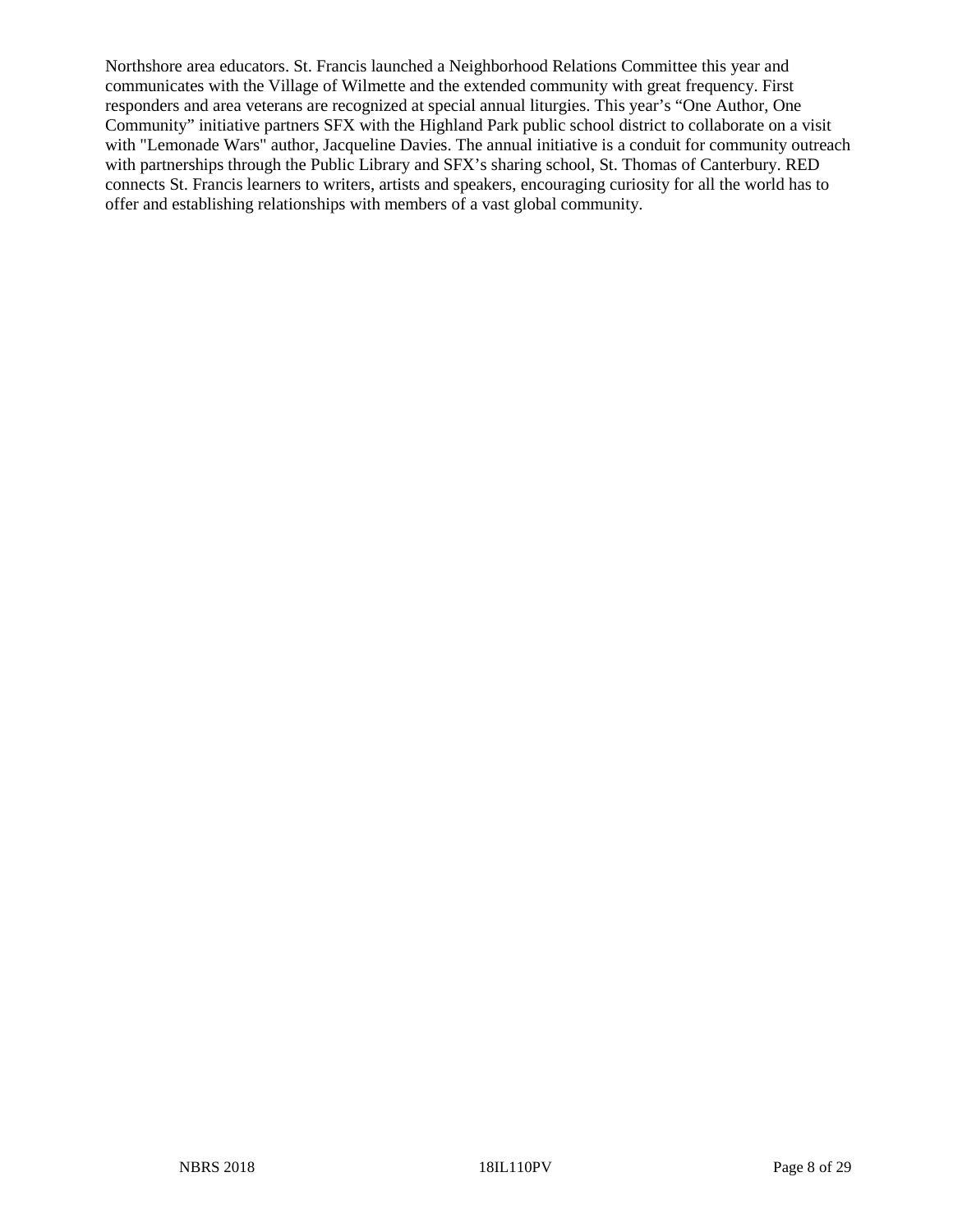Northshore area educators. St. Francis launched a Neighborhood Relations Committee this year and communicates with the Village of Wilmette and the extended community with great frequency. First responders and area veterans are recognized at special annual liturgies. This year's "One Author, One Community" initiative partners SFX with the Highland Park public school district to collaborate on a visit with "Lemonade Wars" author, Jacqueline Davies. The annual initiative is a conduit for community outreach with partnerships through the Public Library and SFX's sharing school, St. Thomas of Canterbury. RED connects St. Francis learners to writers, artists and speakers, encouraging curiosity for all the world has to offer and establishing relationships with members of a vast global community.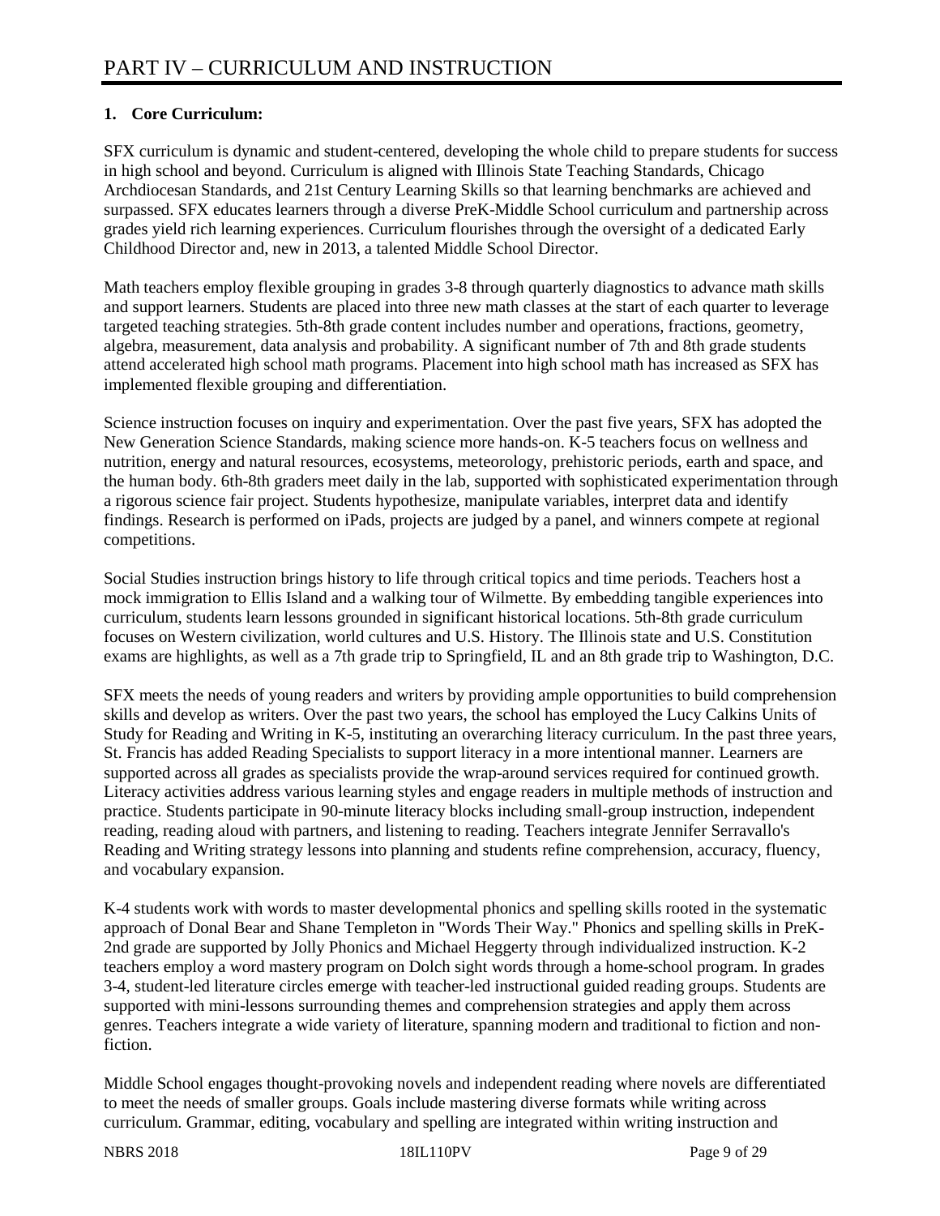# PART IV – CURRICULUM AND INSTRUCTION

**1. Core Curriculum:**

SFX curriculum is dynamic and student-centered, developing the whole child to prepare students for success in high school and beyond. Curriculum is aligned with Illinois State Teaching Standards, Chicago Archdiocesan Standards, and 21st Century Learning Skills so that learning benchmarks are achieved and surpassed. SFX educates learners through a diverse PreK-Middle School curriculum and partnership across grades yield rich learning experiences. Curriculum flourishes through the oversight of a dedicated Early Childhood Director and, new in 2013, a talented Middle School Director.

Math teachers employ flexible grouping in grades 3-8 through quarterly diagnostics to advance math skills and support learners. Students are placed into three new math classes at the start of each quarter to leverage targeted teaching strategies. 5th-8th grade content includes number and operations, fractions, geometry, algebra, measurement, data analysis and probability. A significant number of 7th and 8th grade students attend accelerated high school math programs. Placement into high school math has increased as SFX has implemented flexible grouping and differentiation.

Science instruction focuses on inquiry and experimentation. Over the past five years, SFX has adopted the New Generation Science Standards, making science more hands-on. K-5 teachers focus on wellness and nutrition, energy and natural resources, ecosystems, meteorology, prehistoric periods, earth and space, and the human body. 6th-8th graders meet daily in the lab, supported with sophisticated experimentation through a rigorous science fair project. Students hypothesize, manipulate variables, interpret data and identify findings. Research is performed on iPads, projects are judged by a panel, and winners compete at regional competitions.

Social Studies instruction brings history to life through critical topics and time periods. Teachers host a mock immigration to Ellis Island and a walking tour of Wilmette. By embedding tangible experiences into curriculum, students learn lessons grounded in significant historical locations. 5th-8th grade curriculum focuses on Western civilization, world cultures and U.S. History. The Illinois state and U.S. Constitution exams are highlights, as well as a 7th grade trip to Springfield, IL and an 8th grade trip to Washington, D.C.

SFX meets the needs of young readers and writers by providing ample opportunities to build comprehension skills and develop as writers. Over the past two years, the school has employed the Lucy Calkins Units of Study for Reading and Writing in K-5, instituting an overarching literacy curriculum. In the past three years, St. Francis has added Reading Specialists to support literacy in a more intentional manner. Learners are supported across all grades as specialists provide the wrap-around services required for continued growth. Literacy activities address various learning styles and engage readers in multiple methods of instruction and practice. Students participate in 90-minute literacy blocks including small-group instruction, independent reading, reading aloud with partners, and listening to reading. Teachers integrate Jennifer Serravallo's Reading and Writing strategy lessons into planning and students refine comprehension, accuracy, fluency, and vocabulary expansion.

K-4 students work with words to master developmental phonics and spelling skills rooted in the systematic approach of Donal Bear and Shane Templeton in "Words Their Way." Phonics and spelling skills in PreK-2nd grade are supported by Jolly Phonics and Michael Heggerty through individualized instruction. K-2 teachers employ a word mastery program on Dolch sight words through a home-school program. In grades 3-4, student-led literature circles emerge with teacher-led instructional guided reading groups. Students are supported with mini-lessons surrounding themes and comprehension strategies and apply them across genres. Teachers integrate a wide variety of literature, spanning modern and traditional to fiction and non-fiction.

Middle School engages thought-provoking novels and independent reading where novels are differentiated to meet the needs of smaller groups. Goals include mastering diverse formats while writing across curriculum. Grammar, editing, vocabulary and spelling are integrated within writing instruction and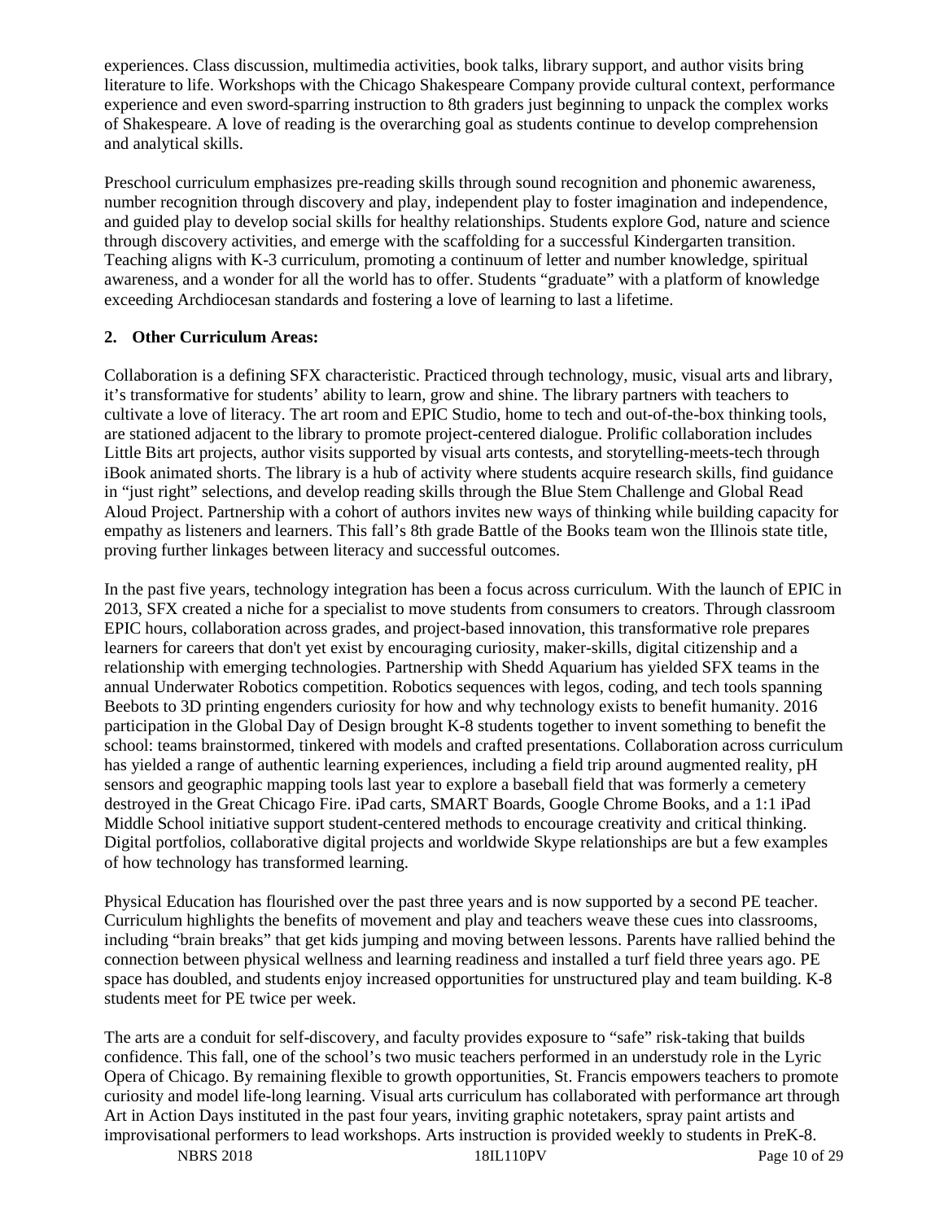experiences. Class discussion, multimedia activities, book talks, library support, and author visits bring literature to life. Workshops with the Chicago Shakespeare Company provide cultural context, performance experience and even sword-sparring instruction to 8th graders just beginning to unpack the complex works of Shakespeare. A love of reading is the overarching goal as students continue to develop comprehension and analytical skills.

Preschool curriculum emphasizes pre-reading skills through sound recognition and phonemic awareness, number recognition through discovery and play, independent play to foster imagination and independence, and guided play to develop social skills for healthy relationships. Students explore God, nature and science through discovery activities, and emerge with the scaffolding for a successful Kindergarten transition. Teaching aligns with K-3 curriculum, promoting a continuum of letter and number knowledge, spiritual awareness, and a wonder for all the world has to offer. Students "graduate" with a platform of knowledge exceeding Archdiocesan standards and fostering a love of learning to last a lifetime.

**2. Other Curriculum Areas:**

Collaboration is a defining SFX characteristic. Practiced through technology, music, visual arts and library, it's transformative for students' ability to learn, grow and shine. The library partners with teachers to cultivate a love of literacy. The art room and EPIC Studio, home to tech and out-of-the-box thinking tools, are stationed adjacent to the library to promote project-centered dialogue. Prolific collaboration includes Little Bits art projects, author visits supported by visual arts contests, and storytelling-meets-tech through iBook animated shorts. The library is a hub of activity where students acquire research skills, find guidance in "just right" selections, and develop reading skills through the Blue Stem Challenge and Global Read Aloud Project. Partnership with a cohort of authors invites new ways of thinking while building capacity for empathy as listeners and learners. This fall's 8th grade Battle of the Books team won the Illinois state title, proving further linkages between literacy and successful outcomes.

In the past five years, technology integration has been a focus across curriculum. With the launch of EPIC in 2013, SFX created a niche for a specialist to move students from consumers to creators. Through classroom EPIC hours, collaboration across grades, and project-based innovation, this transformative role prepares learners for careers that don't yet exist by encouraging curiosity, maker-skills, digital citizenship and a relationship with emerging technologies. Partnership with Shedd Aquarium has yielded SFX teams in the annual Underwater Robotics competition. Robotics sequences with legos, coding, and tech tools spanning Beebots to 3D printing engenders curiosity for how and why technology exists to benefit humanity. 2016 participation in the Global Day of Design brought K-8 students together to invent something to benefit the school: teams brainstormed, tinkered with models and crafted presentations. Collaboration across curriculum has yielded a range of authentic learning experiences, including a field trip around augmented reality, pH sensors and geographic mapping tools last year to explore a baseball field that was formerly a cemetery destroyed in the Great Chicago Fire. iPad carts, SMART Boards, Google Chrome Books, and a 1:1 iPad Middle School initiative support student-centered methods to encourage creativity and critical thinking. Digital portfolios, collaborative digital projects and worldwide Skype relationships are but a few examples of how technology has transformed learning.

Physical Education has flourished over the past three years and is now supported by a second PE teacher. Curriculum highlights the benefits of movement and play and teachers weave these cues into classrooms, including "brain breaks" that get kids jumping and moving between lessons. Parents have rallied behind the connection between physical wellness and learning readiness and installed a turf field three years ago. PE space has doubled, and students enjoy increased opportunities for unstructured play and team building. K-8 students meet for PE twice per week.

The arts are a conduit for self-discovery, and faculty provides exposure to "safe" risk-taking that builds confidence. This fall, one of the school's two music teachers performed in an understudy role in the Lyric Opera of Chicago. By remaining flexible to growth opportunities, St. Francis empowers teachers to promote curiosity and model life-long learning. Visual arts curriculum has collaborated with performance art through Art in Action Days instituted in the past four years, inviting graphic notetakers, spray paint artists and improvisational performers to lead workshops. Arts instruction is provided weekly to students in PreK-8.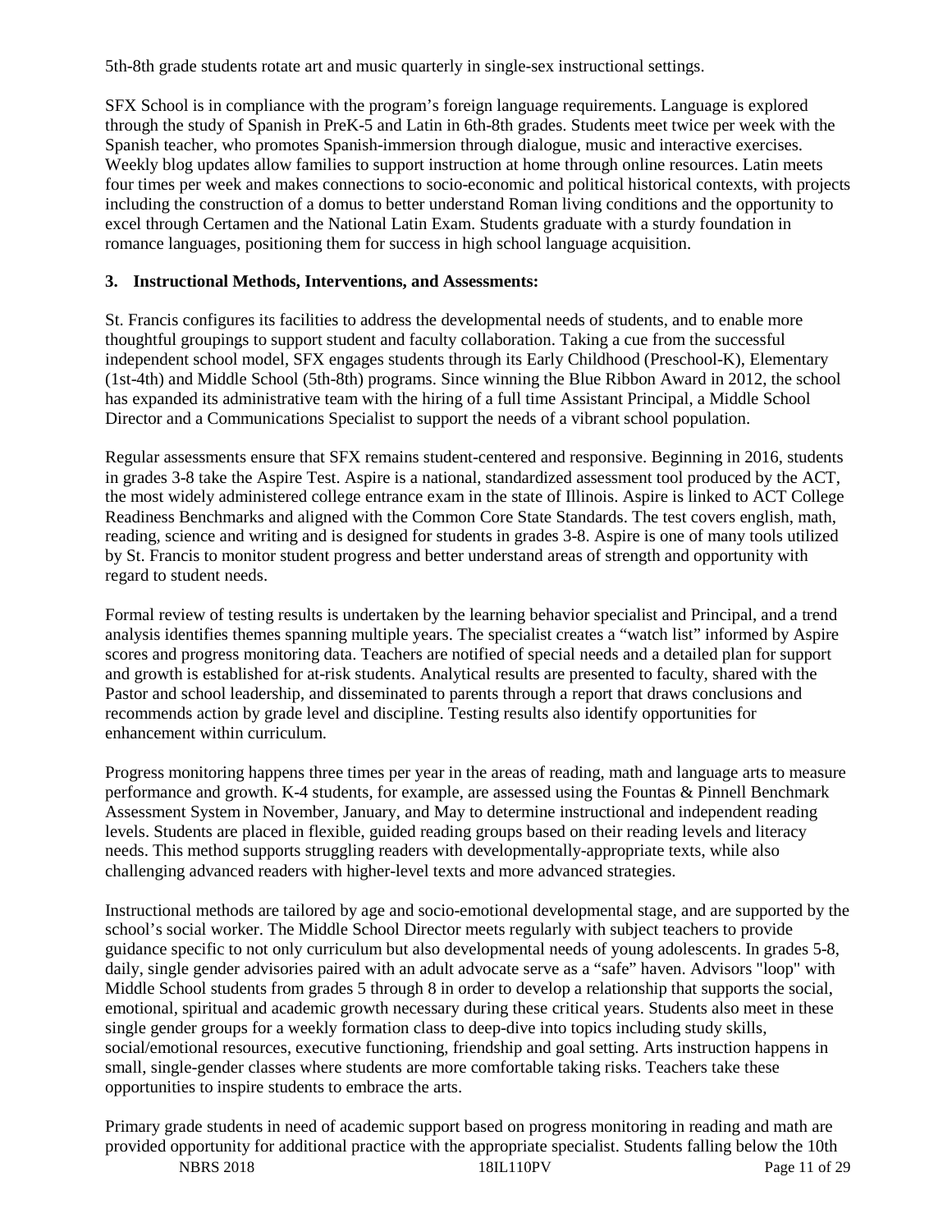5th-8th grade students rotate art and music quarterly in single-sex instructional settings.

SFX School is in compliance with the program's foreign language requirements. Language is explored through the study of Spanish in PreK-5 and Latin in 6th-8th grades. Students meet twice per week with the Spanish teacher, who promotes Spanish-immersion through dialogue, music and interactive exercises. Weekly blog updates allow families to support instruction at home through online resources. Latin meets four times per week and makes connections to socio-economic and political historical contexts, with projects including the construction of a domus to better understand Roman living conditions and the opportunity to excel through Certamen and the National Latin Exam. Students graduate with a sturdy foundation in romance languages, positioning them for success in high school language acquisition.

**3. Instructional Methods, Interventions, and Assessments:**

St. Francis configures its facilities to address the developmental needs of students, and to enable more thoughtful groupings to support student and faculty collaboration. Taking a cue from the successful independent school model, SFX engages students through its Early Childhood (Preschool-K), Elementary (1st-4th) and Middle School (5th-8th) programs. Since winning the Blue Ribbon Award in 2012, the school has expanded its administrative team with the hiring of a full time Assistant Principal, a Middle School Director and a Communications Specialist to support the needs of a vibrant school population.

Regular assessments ensure that SFX remains student-centered and responsive. Beginning in 2016, students in grades 3-8 take the Aspire Test. Aspire is a national, standardized assessment tool produced by the ACT, the most widely administered college entrance exam in the state of Illinois. Aspire is linked to ACT College Readiness Benchmarks and aligned with the Common Core State Standards. The test covers english, math, reading, science and writing and is designed for students in grades 3-8. Aspire is one of many tools utilized by St. Francis to monitor student progress and better understand areas of strength and opportunity with regard to student needs.

Formal review of testing results is undertaken by the learning behavior specialist and Principal, and a trend analysis identifies themes spanning multiple years. The specialist creates a "watch list" informed by Aspire scores and progress monitoring data. Teachers are notified of special needs and a detailed plan for support and growth is established for at-risk students. Analytical results are presented to faculty, shared with the Pastor and school leadership, and disseminated to parents through a report that draws conclusions and recommends action by grade level and discipline. Testing results also identify opportunities for enhancement within curriculum.

Progress monitoring happens three times per year in the areas of reading, math and language arts to measure performance and growth. K-4 students, for example, are assessed using the Fountas & Pinnell Benchmark Assessment System in November, January, and May to determine instructional and independent reading levels. Students are placed in flexible, guided reading groups based on their reading levels and literacy needs. This method supports struggling readers with developmentally-appropriate texts, while also challenging advanced readers with higher-level texts and more advanced strategies.

Instructional methods are tailored by age and socio-emotional developmental stage, and are supported by the school's social worker. The Middle School Director meets regularly with subject teachers to provide guidance specific to not only curriculum but also developmental needs of young adolescents. In grades 5-8, daily, single gender advisories paired with an adult advocate serve as a "safe" haven. Advisors "loop" with Middle School students from grades 5 through 8 in order to develop a relationship that supports the social, emotional, spiritual and academic growth necessary during these critical years. Students also meet in these single gender groups for a weekly formation class to deep-dive into topics including study skills, social/emotional resources, executive functioning, friendship and goal setting. Arts instruction happens in small, single-gender classes where students are more comfortable taking risks. Teachers take these opportunities to inspire students to embrace the arts.

Primary grade students in need of academic support based on progress monitoring in reading and math are provided opportunity for additional practice with the appropriate specialist. Students falling below the 10th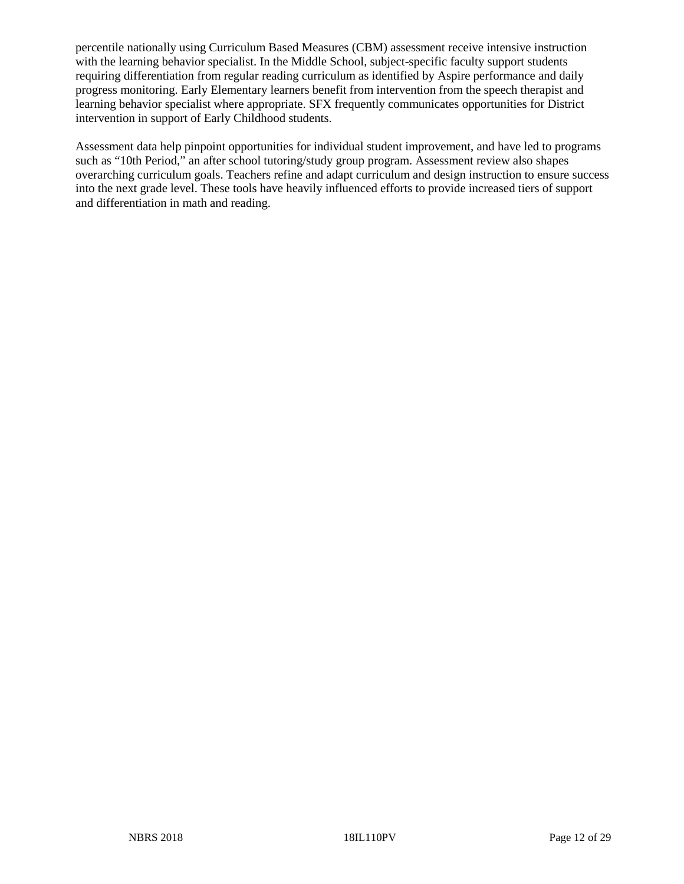percentile nationally using Curriculum Based Measures (CBM) assessment receive intensive instruction with the learning behavior specialist. In the Middle School, subject-specific faculty support students requiring differentiation from regular reading curriculum as identified by Aspire performance and daily progress monitoring. Early Elementary learners benefit from intervention from the speech therapist and learning behavior specialist where appropriate. SFX frequently communicates opportunities for District intervention in support of Early Childhood students.

Assessment data help pinpoint opportunities for individual student improvement, and have led to programs such as “10th Period,” an after school tutoring/study group program. Assessment review also shapes overarching curriculum goals. Teachers refine and adapt curriculum and design instruction to ensure success into the next grade level. These tools have heavily influenced efforts to provide increased tiers of support and differentiation in math and reading.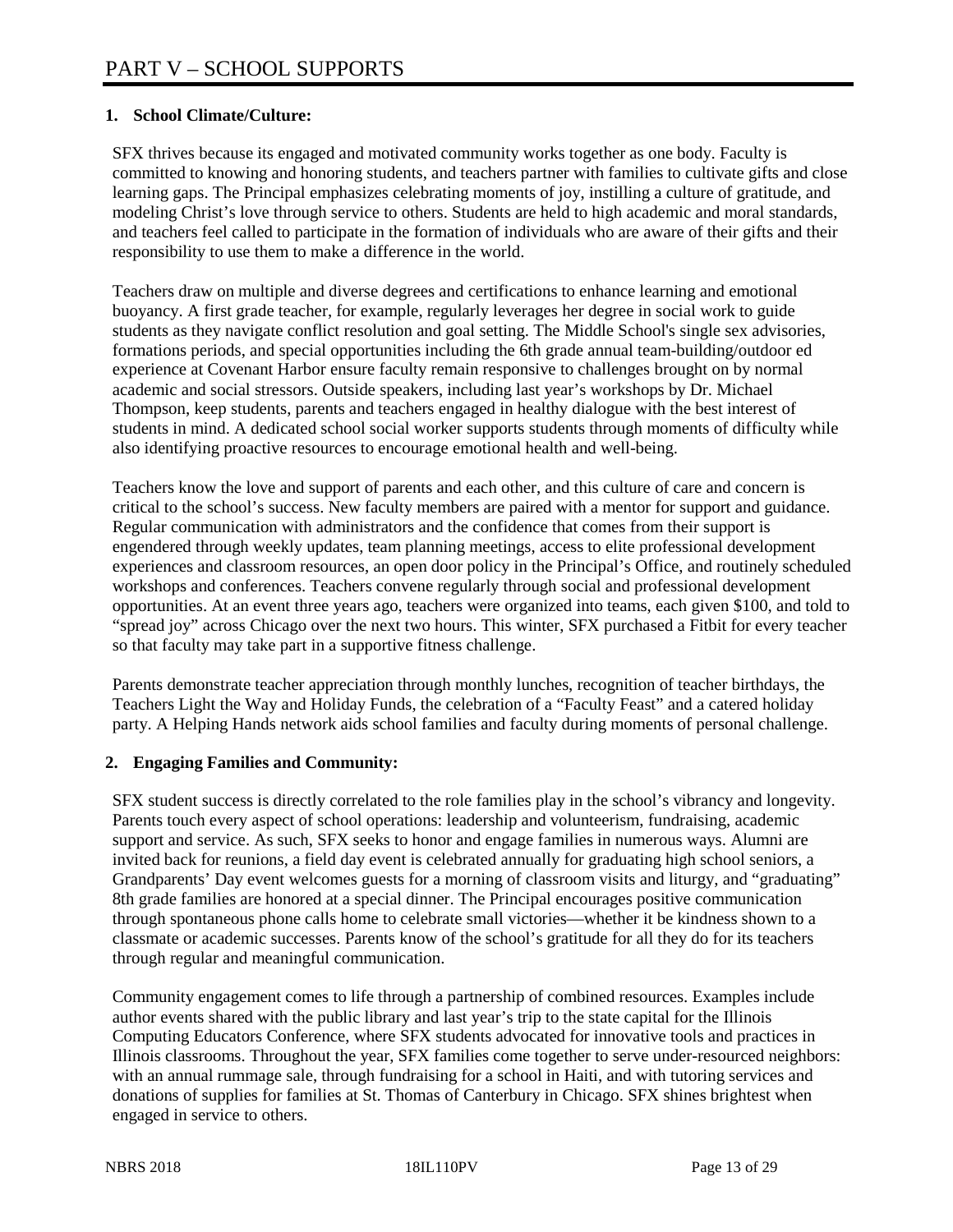# PART V – SCHOOL SUPPORTS

**1. School Climate/Culture:**

SFX thrives because its engaged and motivated community works together as one body. Faculty is committed to knowing and honoring students, and teachers partner with families to cultivate gifts and close learning gaps. The Principal emphasizes celebrating moments of joy, instilling a culture of gratitude, and modeling Christ's love through service to others. Students are held to high academic and moral standards, and teachers feel called to participate in the formation of individuals who are aware of their gifts and their responsibility to use them to make a difference in the world.

Teachers draw on multiple and diverse degrees and certifications to enhance learning and emotional buoyancy. A first grade teacher, for example, regularly leverages her degree in social work to guide students as they navigate conflict resolution and goal setting. The Middle School's single sex advisories, formations periods, and special opportunities including the 6th grade annual team-building/outdoor ed experience at Covenant Harbor ensure faculty remain responsive to challenges brought on by normal academic and social stressors. Outside speakers, including last year's workshops by Dr. Michael Thompson, keep students, parents and teachers engaged in healthy dialogue with the best interest of students in mind. A dedicated school social worker supports students through moments of difficulty while also identifying proactive resources to encourage emotional health and well-being.

Teachers know the love and support of parents and each other, and this culture of care and concern is critical to the school's success. New faculty members are paired with a mentor for support and guidance. Regular communication with administrators and the confidence that comes from their support is engendered through weekly updates, team planning meetings, access to elite professional development experiences and classroom resources, an open door policy in the Principal's Office, and routinely scheduled workshops and conferences. Teachers convene regularly through social and professional development opportunities. At an event three years ago, teachers were organized into teams, each given $100, and told to "spread joy" across Chicago over the next two hours. This winter, SFX purchased a Fitbit for every teacher so that faculty may take part in a supportive fitness challenge.

Parents demonstrate teacher appreciation through monthly lunches, recognition of teacher birthdays, the Teachers Light the Way and Holiday Funds, the celebration of a "Faculty Feast" and a catered holiday party. A Helping Hands network aids school families and faculty during moments of personal challenge.

**2. Engaging Families and Community:**

SFX student success is directly correlated to the role families play in the school's vibrancy and longevity. Parents touch every aspect of school operations: leadership and volunteerism, fundraising, academic support and service. As such, SFX seeks to honor and engage families in numerous ways. Alumni are invited back for reunions, a field day event is celebrated annually for graduating high school seniors, a Grandparents' Day event welcomes guests for a morning of classroom visits and liturgy, and "graduating" 8th grade families are honored at a special dinner. The Principal encourages positive communication through spontaneous phone calls home to celebrate small victories—whether it be kindness shown to a classmate or academic successes. Parents know of the school's gratitude for all they do for its teachers through regular and meaningful communication.

Community engagement comes to life through a partnership of combined resources. Examples include author events shared with the public library and last year's trip to the state capital for the Illinois Computing Educators Conference, where SFX students advocated for innovative tools and practices in Illinois classrooms. Throughout the year, SFX families come together to serve under-resourced neighbors: with an annual rummage sale, through fundraising for a school in Haiti, and with tutoring services and donations of supplies for families at St. Thomas of Canterbury in Chicago. SFX shines brightest when engaged in service to others.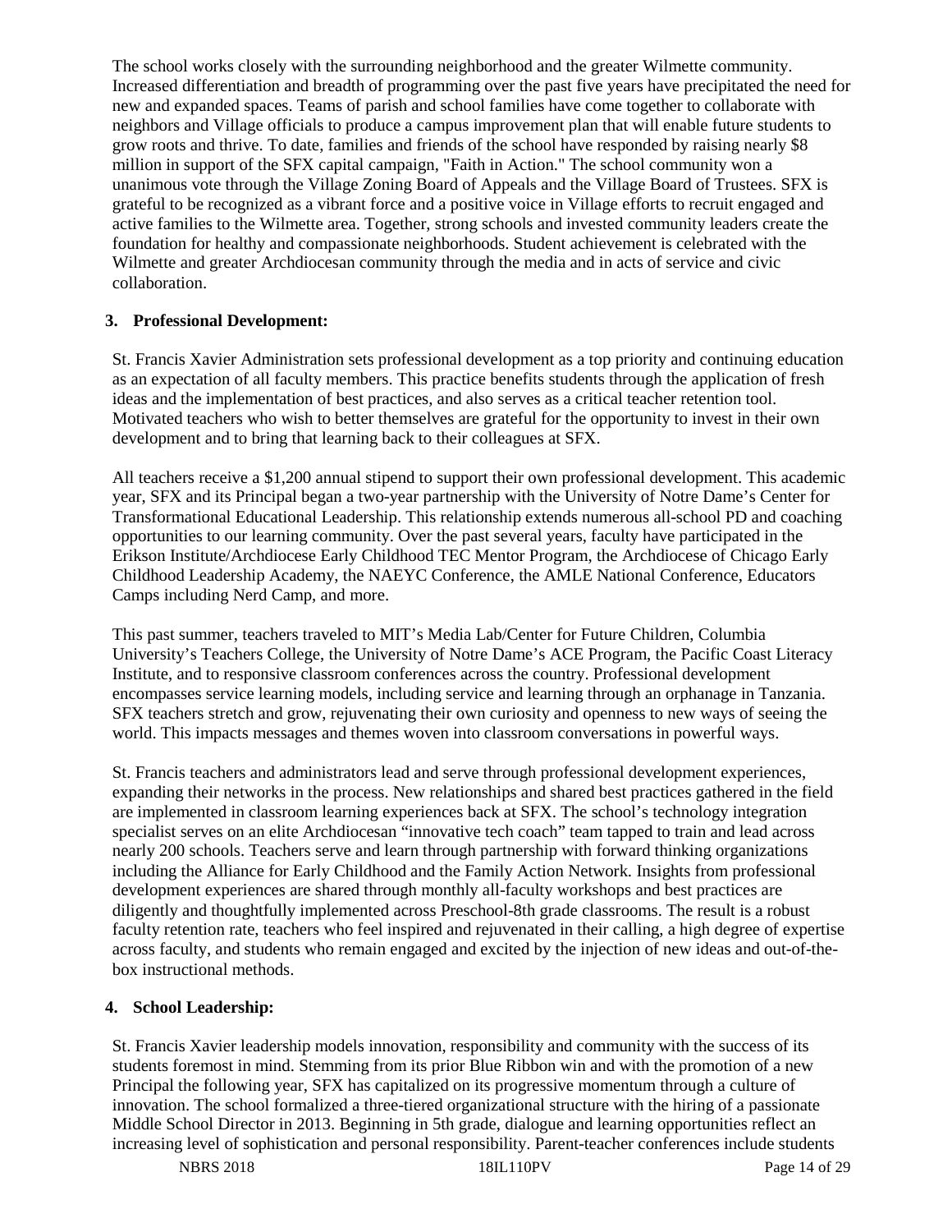The school works closely with the surrounding neighborhood and the greater Wilmette community. Increased differentiation and breadth of programming over the past five years have precipitated the need for new and expanded spaces. Teams of parish and school families have come together to collaborate with neighbors and Village officials to produce a campus improvement plan that will enable future students to grow roots and thrive. To date, families and friends of the school have responded by raising nearly $8 million in support of the SFX capital campaign, "Faith in Action." The school community won a unanimous vote through the Village Zoning Board of Appeals and the Village Board of Trustees. SFX is grateful to be recognized as a vibrant force and a positive voice in Village efforts to recruit engaged and active families to the Wilmette area. Together, strong schools and invested community leaders create the foundation for healthy and compassionate neighborhoods. Student achievement is celebrated with the Wilmette and greater Archdiocesan community through the media and in acts of service and civic collaboration.

### 3. Professional Development:

St. Francis Xavier Administration sets professional development as a top priority and continuing education as an expectation of all faculty members. This practice benefits students through the application of fresh ideas and the implementation of best practices, and also serves as a critical teacher retention tool. Motivated teachers who wish to better themselves are grateful for the opportunity to invest in their own development and to bring that learning back to their colleagues at SFX.

All teachers receive a $1,200 annual stipend to support their own professional development. This academic year, SFX and its Principal began a two-year partnership with the University of Notre Dame's Center for Transformational Educational Leadership. This relationship extends numerous all-school PD and coaching opportunities to our learning community. Over the past several years, faculty have participated in the Erikson Institute/Archdiocese Early Childhood TEC Mentor Program, the Archdiocese of Chicago Early Childhood Leadership Academy, the NAEYC Conference, the AMLE National Conference, Educators Camps including Nerd Camp, and more.

This past summer, teachers traveled to MIT's Media Lab/Center for Future Children, Columbia University's Teachers College, the University of Notre Dame's ACE Program, the Pacific Coast Literacy Institute, and to responsive classroom conferences across the country. Professional development encompasses service learning models, including service and learning through an orphanage in Tanzania. SFX teachers stretch and grow, rejuvenating their own curiosity and openness to new ways of seeing the world. This impacts messages and themes woven into classroom conversations in powerful ways.

St. Francis teachers and administrators lead and serve through professional development experiences, expanding their networks in the process. New relationships and shared best practices gathered in the field are implemented in classroom learning experiences back at SFX. The school's technology integration specialist serves on an elite Archdiocesan "innovative tech coach" team tapped to train and lead across nearly 200 schools. Teachers serve and learn through partnership with forward thinking organizations including the Alliance for Early Childhood and the Family Action Network. Insights from professional development experiences are shared through monthly all-faculty workshops and best practices are diligently and thoughtfully implemented across Preschool-8th grade classrooms. The result is a robust faculty retention rate, teachers who feel inspired and rejuvenated in their calling, a high degree of expertise across faculty, and students who remain engaged and excited by the injection of new ideas and out-of-the-box instructional methods.

### 4. School Leadership:

St. Francis Xavier leadership models innovation, responsibility and community with the success of its students foremost in mind. Stemming from its prior Blue Ribbon win and with the promotion of a new Principal the following year, SFX has capitalized on its progressive momentum through a culture of innovation. The school formalized a three-tiered organizational structure with the hiring of a passionate Middle School Director in 2013. Beginning in 5th grade, dialogue and learning opportunities reflect an increasing level of sophistication and personal responsibility. Parent-teacher conferences include students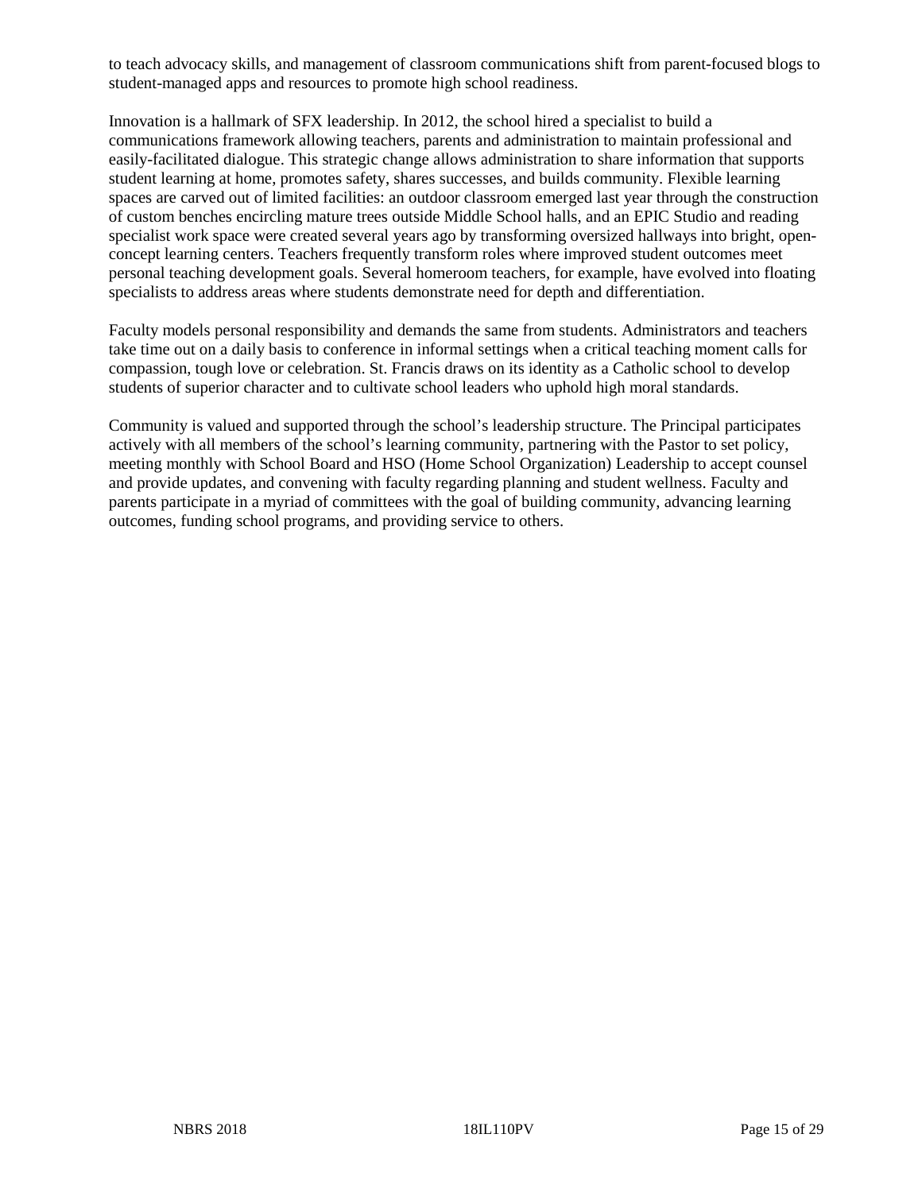to teach advocacy skills, and management of classroom communications shift from parent-focused blogs to student-managed apps and resources to promote high school readiness.

Innovation is a hallmark of SFX leadership. In 2012, the school hired a specialist to build a communications framework allowing teachers, parents and administration to maintain professional and easily-facilitated dialogue. This strategic change allows administration to share information that supports student learning at home, promotes safety, shares successes, and builds community. Flexible learning spaces are carved out of limited facilities: an outdoor classroom emerged last year through the construction of custom benches encircling mature trees outside Middle School halls, and an EPIC Studio and reading specialist work space were created several years ago by transforming oversized hallways into bright, open-concept learning centers. Teachers frequently transform roles where improved student outcomes meet personal teaching development goals. Several homeroom teachers, for example, have evolved into floating specialists to address areas where students demonstrate need for depth and differentiation.

Faculty models personal responsibility and demands the same from students. Administrators and teachers take time out on a daily basis to conference in informal settings when a critical teaching moment calls for compassion, tough love or celebration. St. Francis draws on its identity as a Catholic school to develop students of superior character and to cultivate school leaders who uphold high moral standards.

Community is valued and supported through the school's leadership structure. The Principal participates actively with all members of the school's learning community, partnering with the Pastor to set policy, meeting monthly with School Board and HSO (Home School Organization) Leadership to accept counsel and provide updates, and convening with faculty regarding planning and student wellness. Faculty and parents participate in a myriad of committees with the goal of building community, advancing learning outcomes, funding school programs, and providing service to others.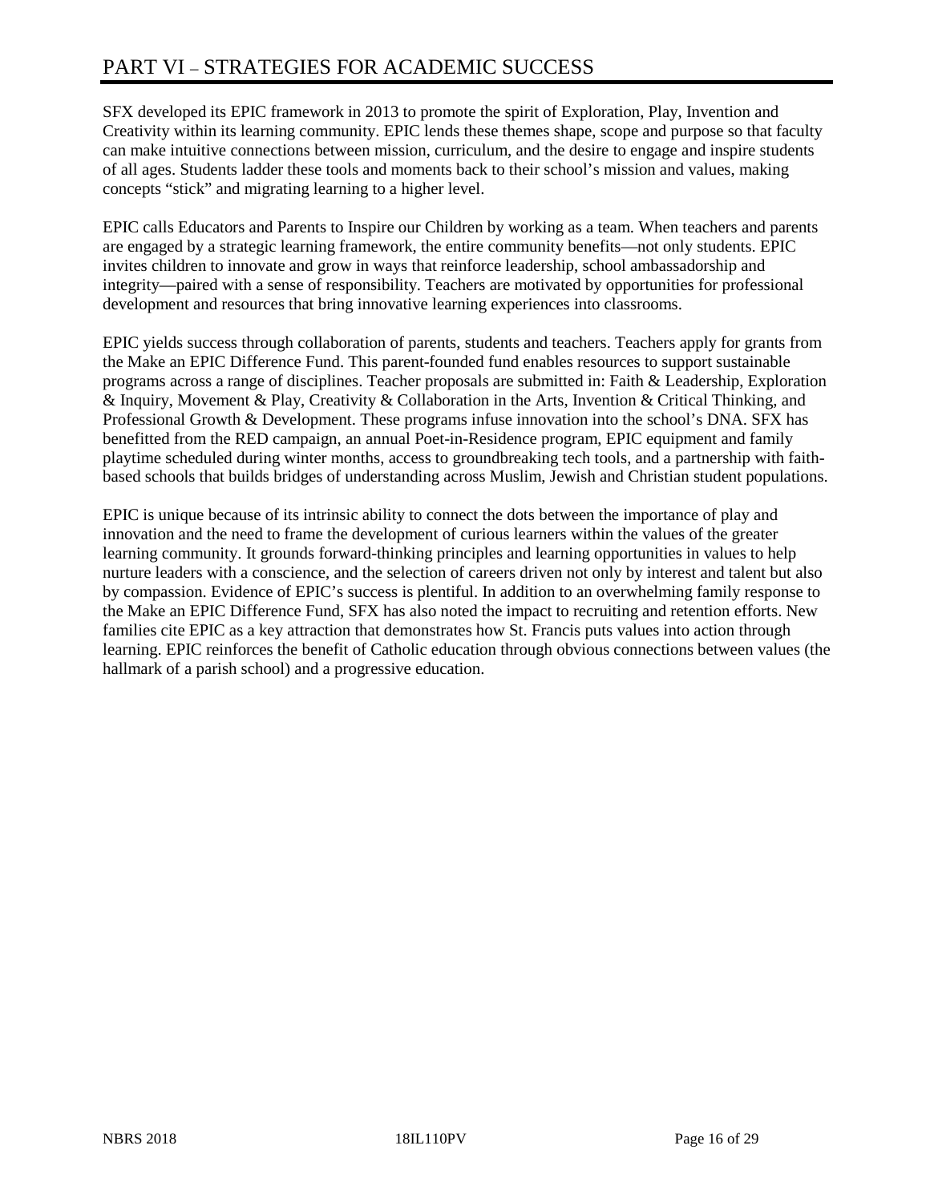# PART VI – STRATEGIES FOR ACADEMIC SUCCESS

SFX developed its EPIC framework in 2013 to promote the spirit of Exploration, Play, Invention and Creativity within its learning community. EPIC lends these themes shape, scope and purpose so that faculty can make intuitive connections between mission, curriculum, and the desire to engage and inspire students of all ages. Students ladder these tools and moments back to their school's mission and values, making concepts "stick" and migrating learning to a higher level.

EPIC calls Educators and Parents to Inspire our Children by working as a team. When teachers and parents are engaged by a strategic learning framework, the entire community benefits—not only students. EPIC invites children to innovate and grow in ways that reinforce leadership, school ambassadorship and integrity—paired with a sense of responsibility. Teachers are motivated by opportunities for professional development and resources that bring innovative learning experiences into classrooms.

EPIC yields success through collaboration of parents, students and teachers. Teachers apply for grants from the Make an EPIC Difference Fund. This parent-founded fund enables resources to support sustainable programs across a range of disciplines. Teacher proposals are submitted in: Faith & Leadership, Exploration & Inquiry, Movement & Play, Creativity & Collaboration in the Arts, Invention & Critical Thinking, and Professional Growth & Development. These programs infuse innovation into the school's DNA. SFX has benefitted from the RED campaign, an annual Poet-in-Residence program, EPIC equipment and family playtime scheduled during winter months, access to groundbreaking tech tools, and a partnership with faith-based schools that builds bridges of understanding across Muslim, Jewish and Christian student populations.

EPIC is unique because of its intrinsic ability to connect the dots between the importance of play and innovation and the need to frame the development of curious learners within the values of the greater learning community. It grounds forward-thinking principles and learning opportunities in values to help nurture leaders with a conscience, and the selection of careers driven not only by interest and talent but also by compassion. Evidence of EPIC's success is plentiful. In addition to an overwhelming family response to the Make an EPIC Difference Fund, SFX has also noted the impact to recruiting and retention efforts. New families cite EPIC as a key attraction that demonstrates how St. Francis puts values into action through learning. EPIC reinforces the benefit of Catholic education through obvious connections between values (the hallmark of a parish school) and a progressive education.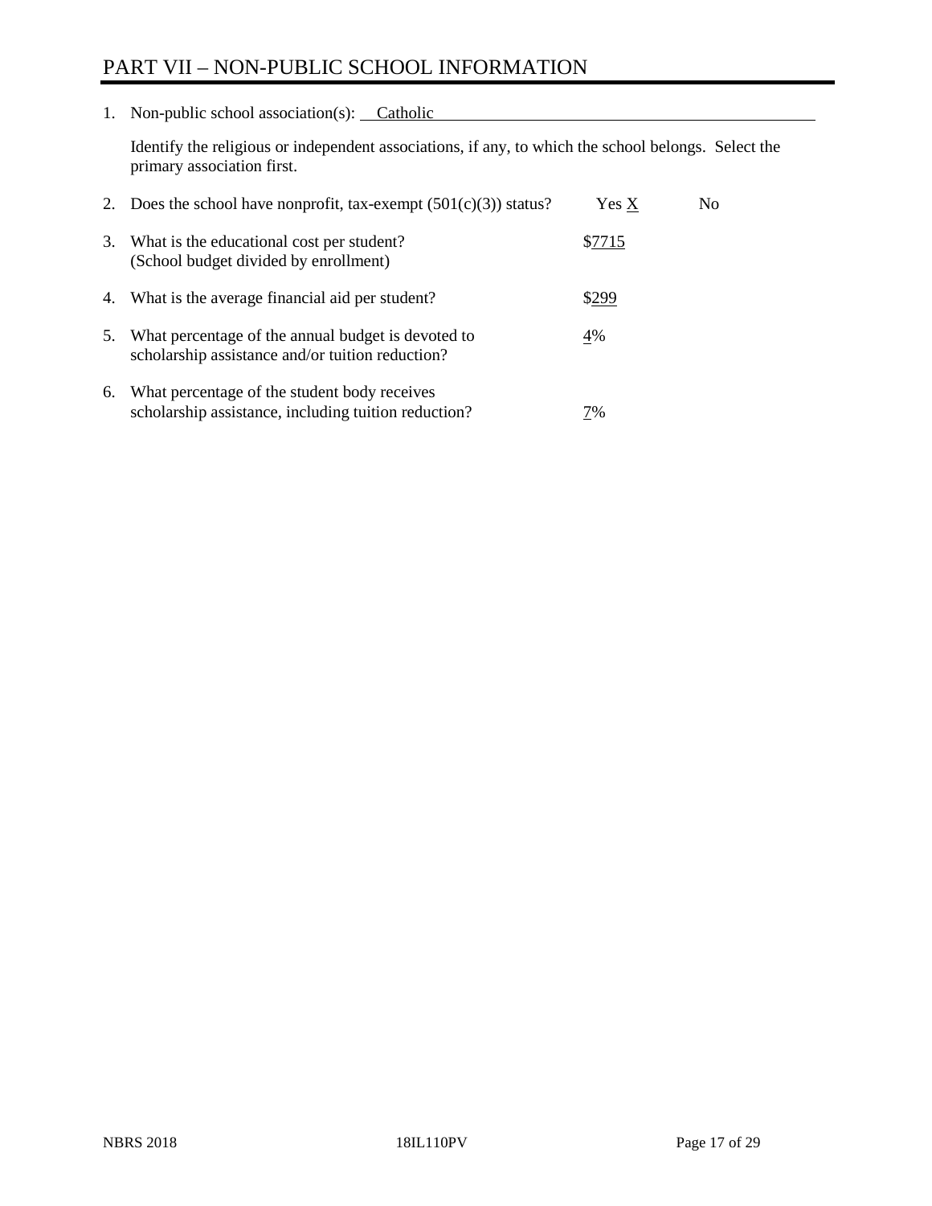# PART VII – NON-PUBLIC SCHOOL INFORMATION

1. Non-public school association(s): Catholic

   Identify the religious or independent associations, if any, to which the school belongs. Select the primary association first.

2. Does the school have nonprofit, tax-exempt (501(c)(3)) status? Yes X No

3. What is the educational cost per student? (School budget divided by enrollment) $7715

4. What is the average financial aid per student? $299

5. What percentage of the annual budget is devoted to scholarship assistance and/or tuition reduction? 4%

6. What percentage of the student body receives scholarship assistance, including tuition reduction? 7%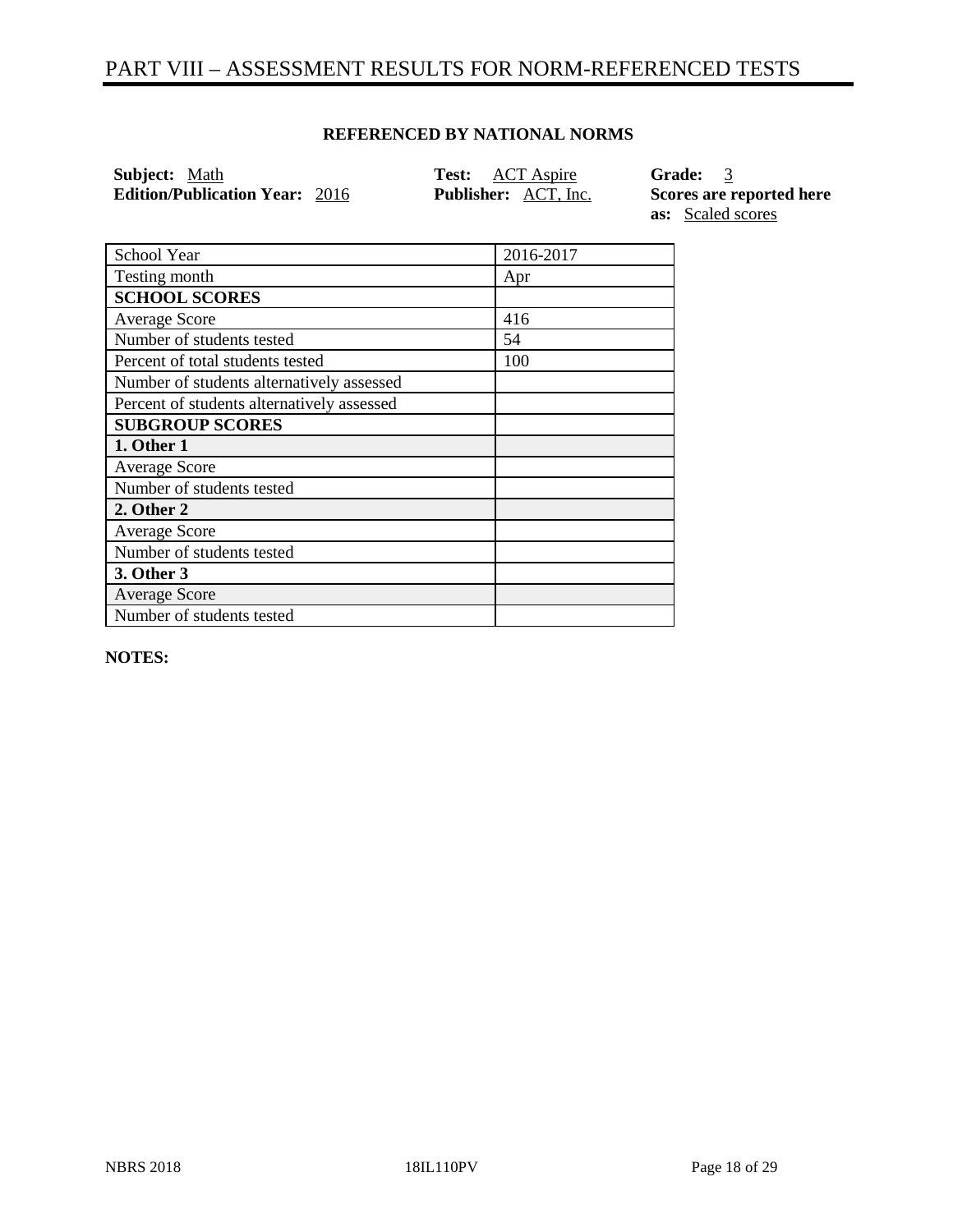# PART VIII – ASSESSMENT RESULTS FOR NORM-REFERENCED TESTS

**REFERENCED BY NATIONAL NORMS**

**Subject:** Math
**Edition/Publication Year:** 2016
**Test:** ACT Aspire
**Publisher:** ACT, Inc.
**Grade:** 3
**Scores are reported here as:** Scaled scores

| School Year | 2016-2017 |
|---|---|
| Testing month | Apr |
| **SCHOOL SCORES** | |
| Average Score | 416 |
| Number of students tested | 54 |
| Percent of total students tested | 100 |
| Number of students alternatively assessed | |
| Percent of students alternatively assessed | |
| **SUBGROUP SCORES** | |
| **1. Other 1** | |
| Average Score | |
| Number of students tested | |
| **2. Other 2** | |
| Average Score | |
| Number of students tested | |
| **3. Other 3** | |
| Average Score | |
| Number of students tested | |

**NOTES:**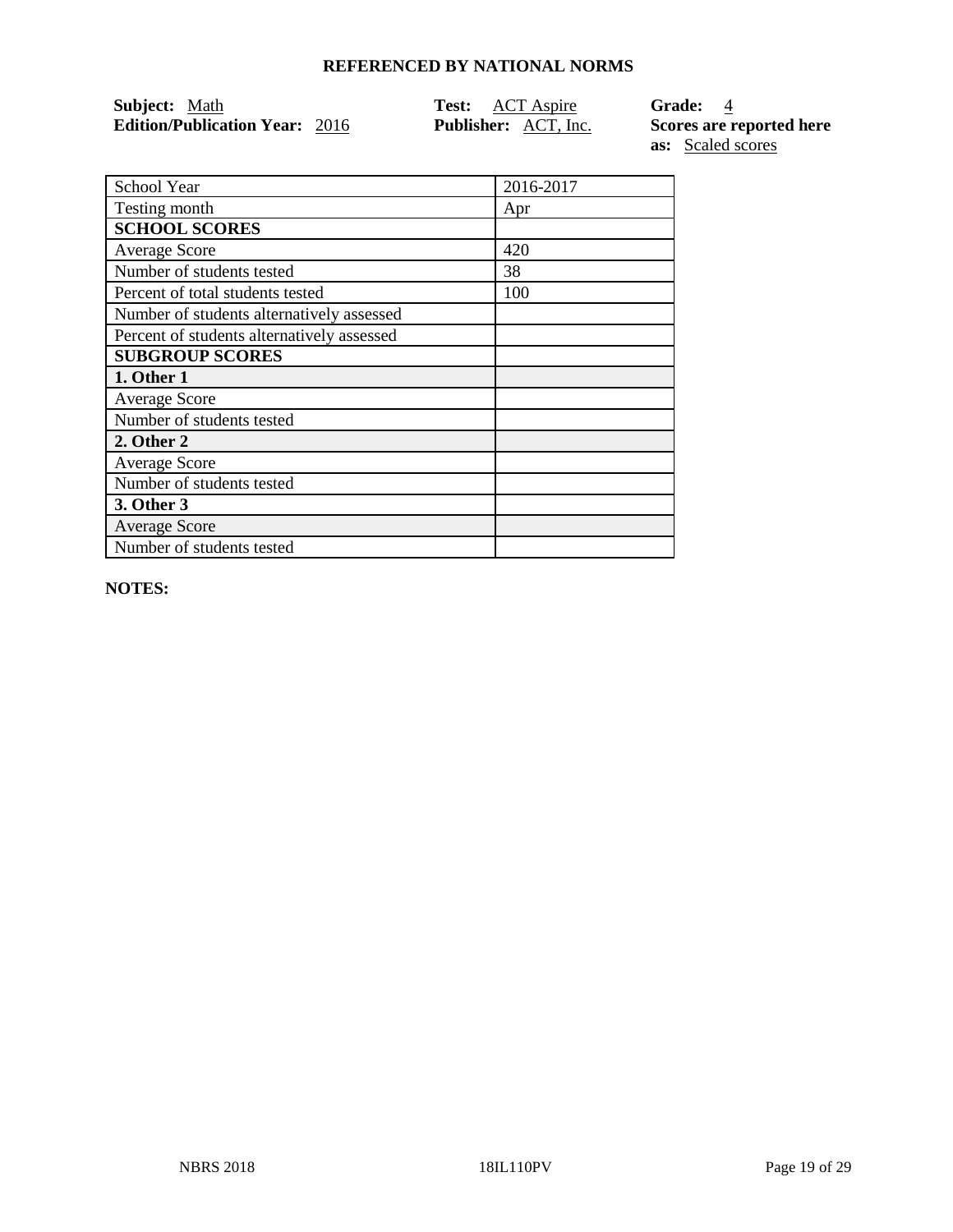**REFERENCED BY NATIONAL NORMS**

**Subject:** Math
**Edition/Publication Year:** 2016
**Test:** ACT Aspire
**Publisher:** ACT, Inc.
**Grade:** 4
**Scores are reported here as:** Scaled scores

| School Year | 2016-2017 |
|---|---|
| Testing month | Apr |
| **SCHOOL SCORES** | |
| Average Score | 420 |
| Number of students tested | 38 |
| Percent of total students tested | 100 |
| Number of students alternatively assessed | |
| Percent of students alternatively assessed | |
| **SUBGROUP SCORES** | |
| **1. Other 1** | |
| Average Score | |
| Number of students tested | |
| **2. Other 2** | |
| Average Score | |
| Number of students tested | |
| **3. Other 3** | |
| Average Score | |
| Number of students tested | |

**NOTES:**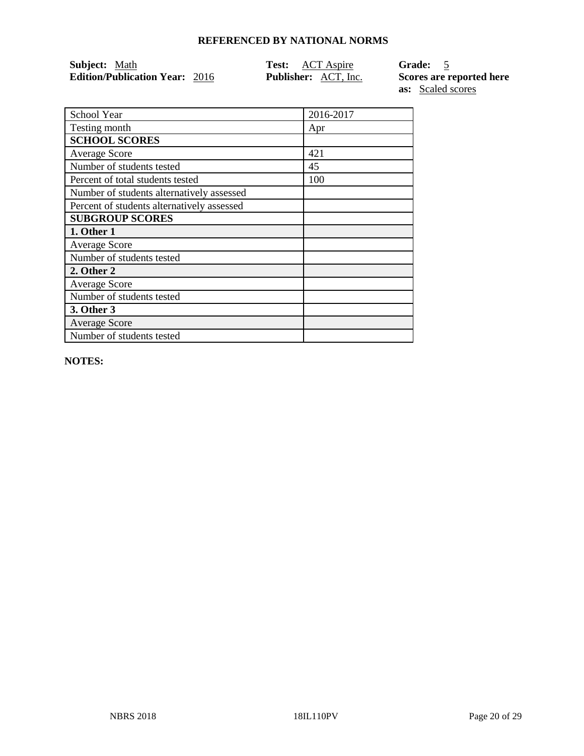## REFERENCED BY NATIONAL NORMS

**Subject:** Math
**Edition/Publication Year:** 2016

**Test:** ACT Aspire
**Publisher:** ACT, Inc.

**Grade:** 5
**Scores are reported here as:** Scaled scores

| School Year | 2016-2017 |
|---|---|
| Testing month | Apr |
| **SCHOOL SCORES** | |
| Average Score | 421 |
| Number of students tested | 45 |
| Percent of total students tested | 100 |
| Number of students alternatively assessed | |
| Percent of students alternatively assessed | |
| **SUBGROUP SCORES** | |
| **1. Other 1** | |
| Average Score | |
| Number of students tested | |
| **2. Other 2** | |
| Average Score | |
| Number of students tested | |
| **3. Other 3** | |
| Average Score | |
| Number of students tested | |

**NOTES:**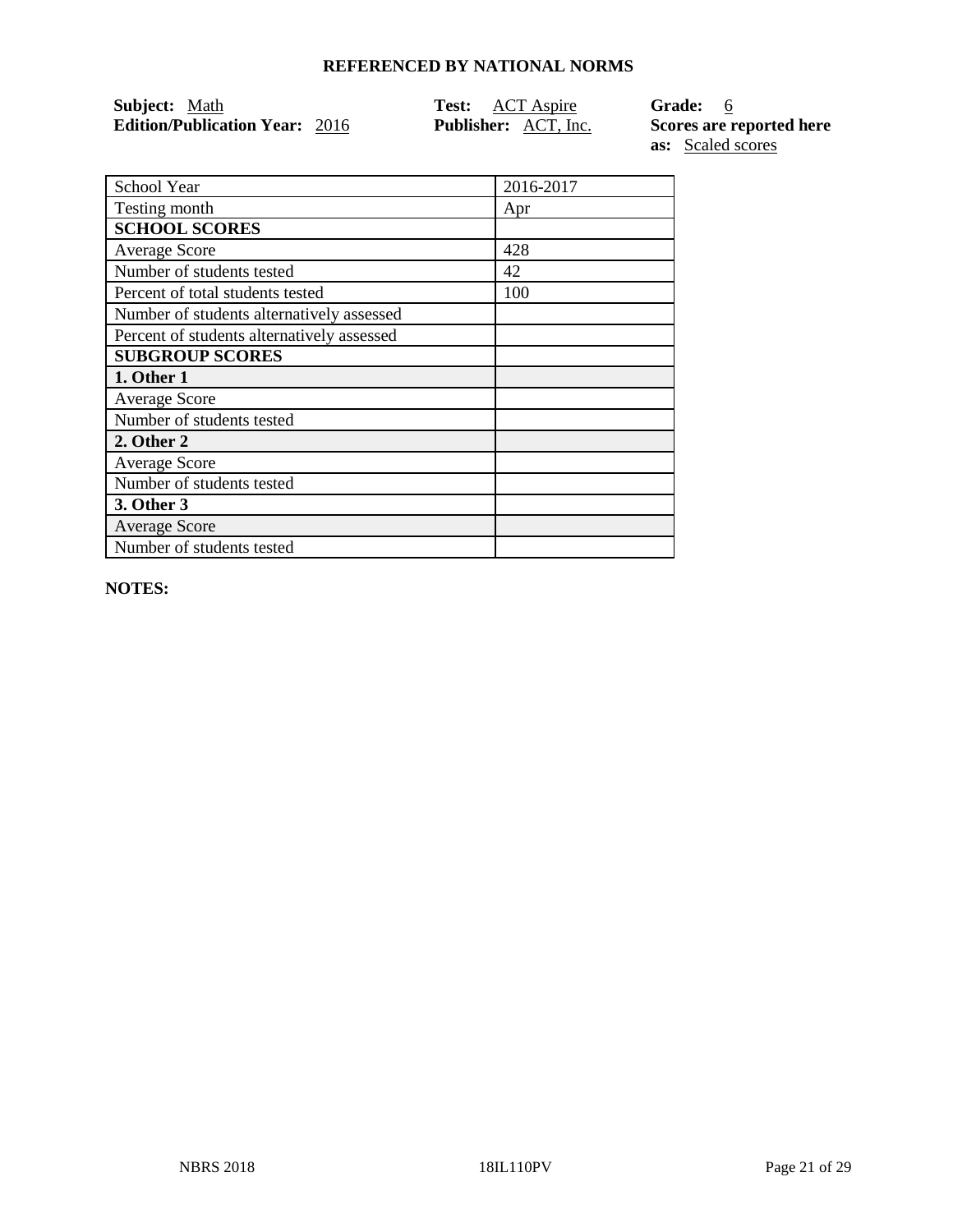**REFERENCED BY NATIONAL NORMS**

**Subject:** Math
**Edition/Publication Year:** 2016
**Test:** ACT Aspire
**Publisher:** ACT, Inc.
**Grade:** 6
**Scores are reported here as:** Scaled scores

| School Year | 2016-2017 |
|---|---|
| Testing month | Apr |
| **SCHOOL SCORES** | |
| Average Score | 428 |
| Number of students tested | 42 |
| Percent of total students tested | 100 |
| Number of students alternatively assessed | |
| Percent of students alternatively assessed | |
| **SUBGROUP SCORES** | |
| **1. Other 1** | |
| Average Score | |
| Number of students tested | |
| **2. Other 2** | |
| Average Score | |
| Number of students tested | |
| **3. Other 3** | |
| Average Score | |
| Number of students tested | |

**NOTES:**

NBRS 2018 18IL110PV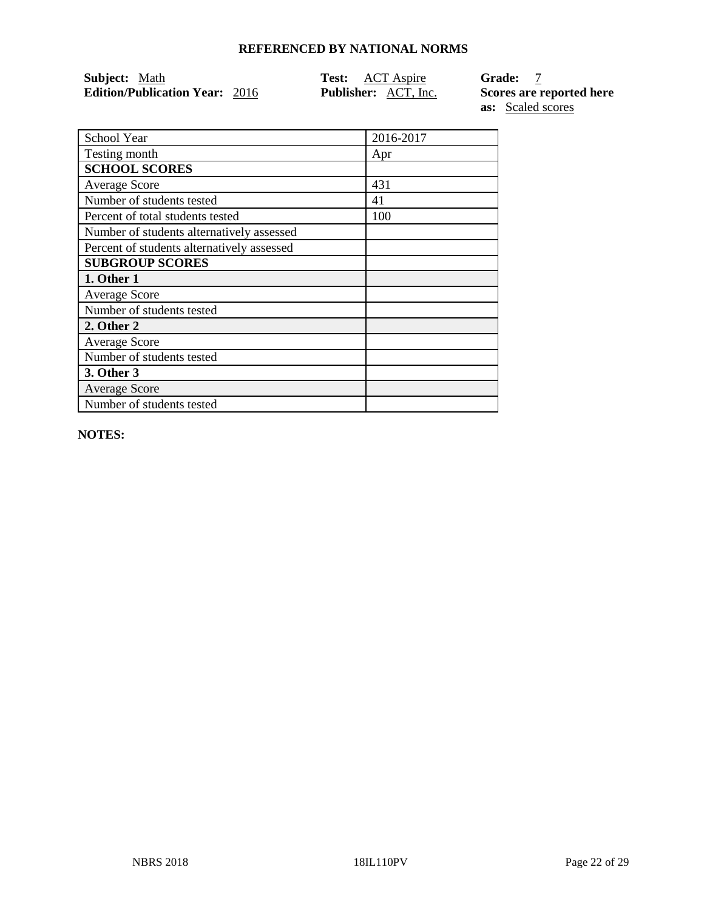## REFERENCED BY NATIONAL NORMS

**Subject:** Math
**Edition/Publication Year:** 2016
**Test:** ACT Aspire
**Publisher:** ACT, Inc.
**Grade:** 7
**Scores are reported here as:** Scaled scores

| School Year | 2016-2017 |
|---|---|
| Testing month | Apr |
| **SCHOOL SCORES** | |
| Average Score | 431 |
| Number of students tested | 41 |
| Percent of total students tested | 100 |
| Number of students alternatively assessed | |
| Percent of students alternatively assessed | |
| **SUBGROUP SCORES** | |
| **1. Other 1** | |
| Average Score | |
| Number of students tested | |
| **2. Other 2** | |
| Average Score | |
| Number of students tested | |
| **3. Other 3** | |
| Average Score | |
| Number of students tested | |

**NOTES:**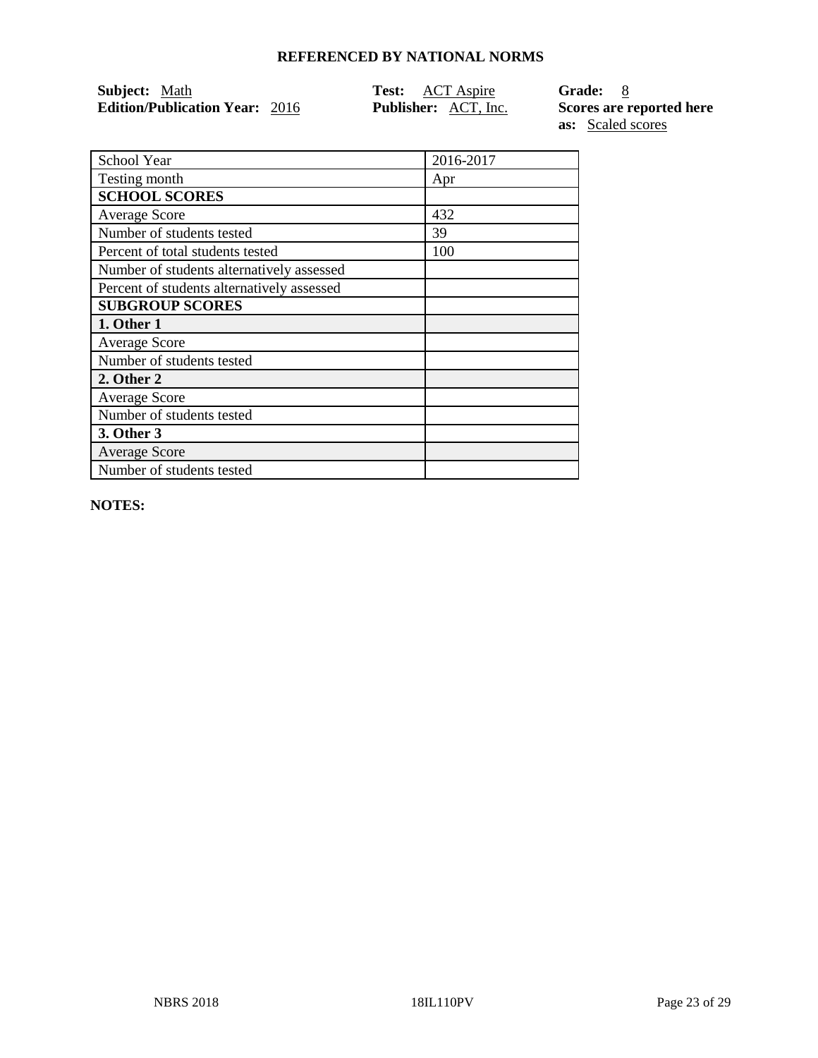## REFERENCED BY NATIONAL NORMS

**Subject:** Math
**Edition/Publication Year:** 2016
**Test:** ACT Aspire
**Publisher:** ACT, Inc.
**Grade:** 8
**Scores are reported here as:** Scaled scores

| School Year | 2016-2017 |
|---|---|
| Testing month | Apr |
| **SCHOOL SCORES** | |
| Average Score | 432 |
| Number of students tested | 39 |
| Percent of total students tested | 100 |
| Number of students alternatively assessed | |
| Percent of students alternatively assessed | |
| **SUBGROUP SCORES** | |
| **1. Other 1** | |
| Average Score | |
| Number of students tested | |
| **2. Other 2** | |
| Average Score | |
| Number of students tested | |
| **3. Other 3** | |
| Average Score | |
| Number of students tested | |

**NOTES:**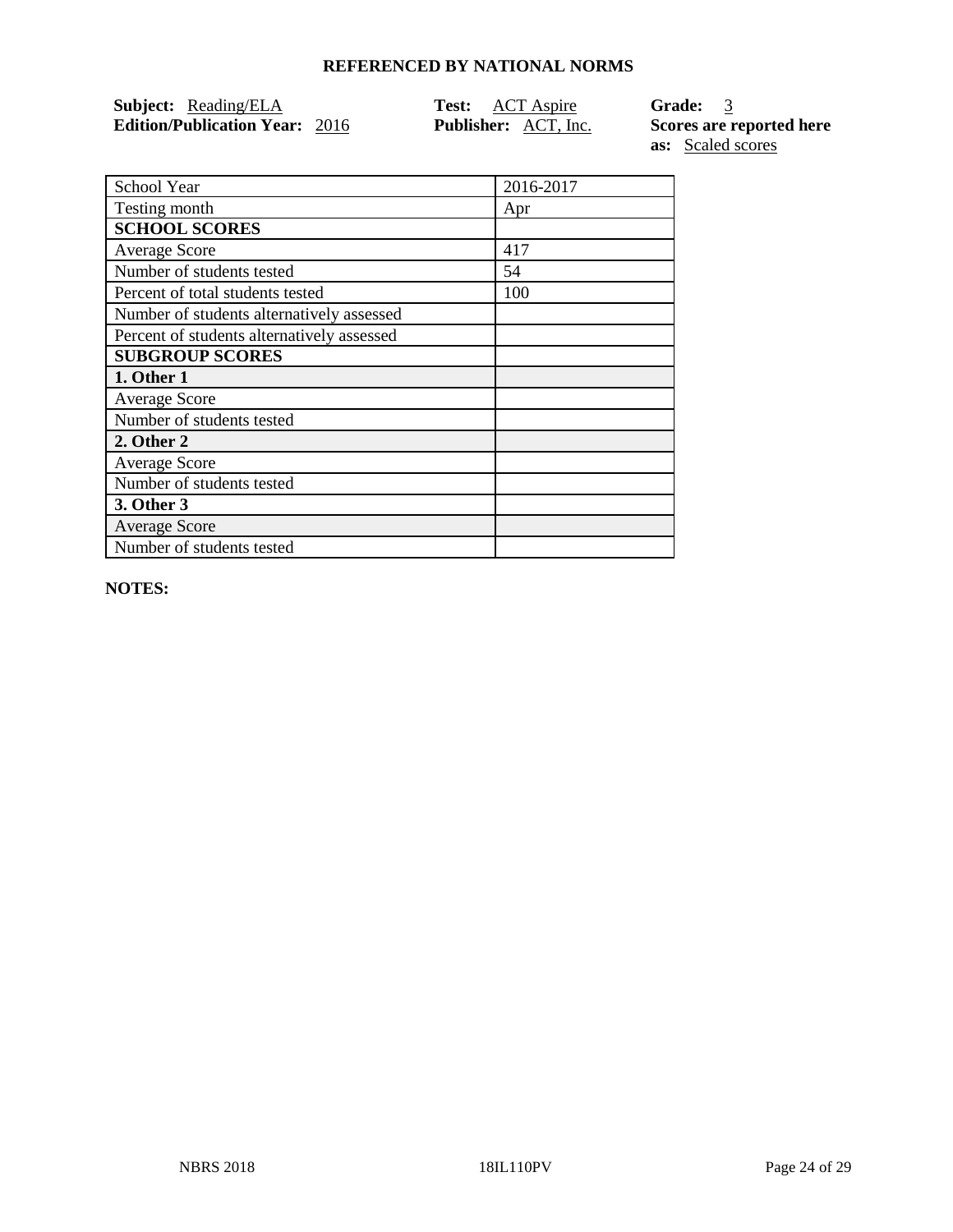**REFERENCED BY NATIONAL NORMS**

**Subject:** Reading/ELA
**Edition/Publication Year:** 2016

**Test:** ACT Aspire
**Publisher:** ACT, Inc.

**Grade:** 3
**Scores are reported here as:** Scaled scores

| School Year | 2016-2017 |
|---|---|
| Testing month | Apr |
| **SCHOOL SCORES** | |
| Average Score | 417 |
| Number of students tested | 54 |
| Percent of total students tested | 100 |
| Number of students alternatively assessed | |
| Percent of students alternatively assessed | |
| **SUBGROUP SCORES** | |
| **1. Other 1** | |
| Average Score | |
| Number of students tested | |
| **2. Other 2** | |
| Average Score | |
| Number of students tested | |
| **3. Other 3** | |
| Average Score | |
| Number of students tested | |

**NOTES:**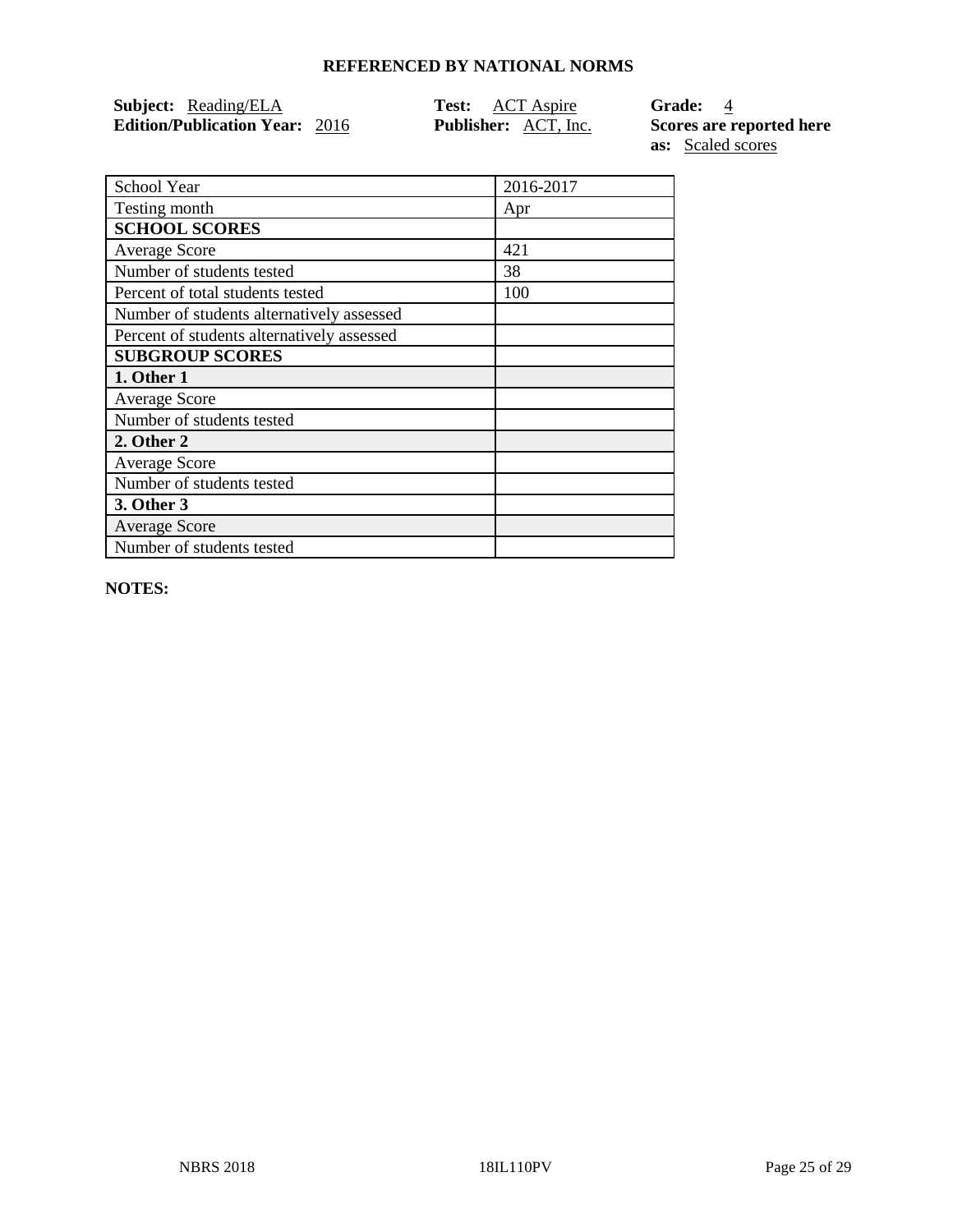## REFERENCED BY NATIONAL NORMS

**Subject:** Reading/ELA
**Edition/Publication Year:** 2016
**Test:** ACT Aspire
**Publisher:** ACT, Inc.
**Grade:** 4
**Scores are reported here as:** Scaled scores

| School Year | 2016-2017 |
|---|---|
| Testing month | Apr |
| **SCHOOL SCORES** | |
| Average Score | 421 |
| Number of students tested | 38 |
| Percent of total students tested | 100 |
| Number of students alternatively assessed | |
| Percent of students alternatively assessed | |
| **SUBGROUP SCORES** | |
| **1. Other 1** | |
| Average Score | |
| Number of students tested | |
| **2. Other 2** | |
| Average Score | |
| Number of students tested | |
| **3. Other 3** | |
| Average Score | |
| Number of students tested | |

**NOTES:**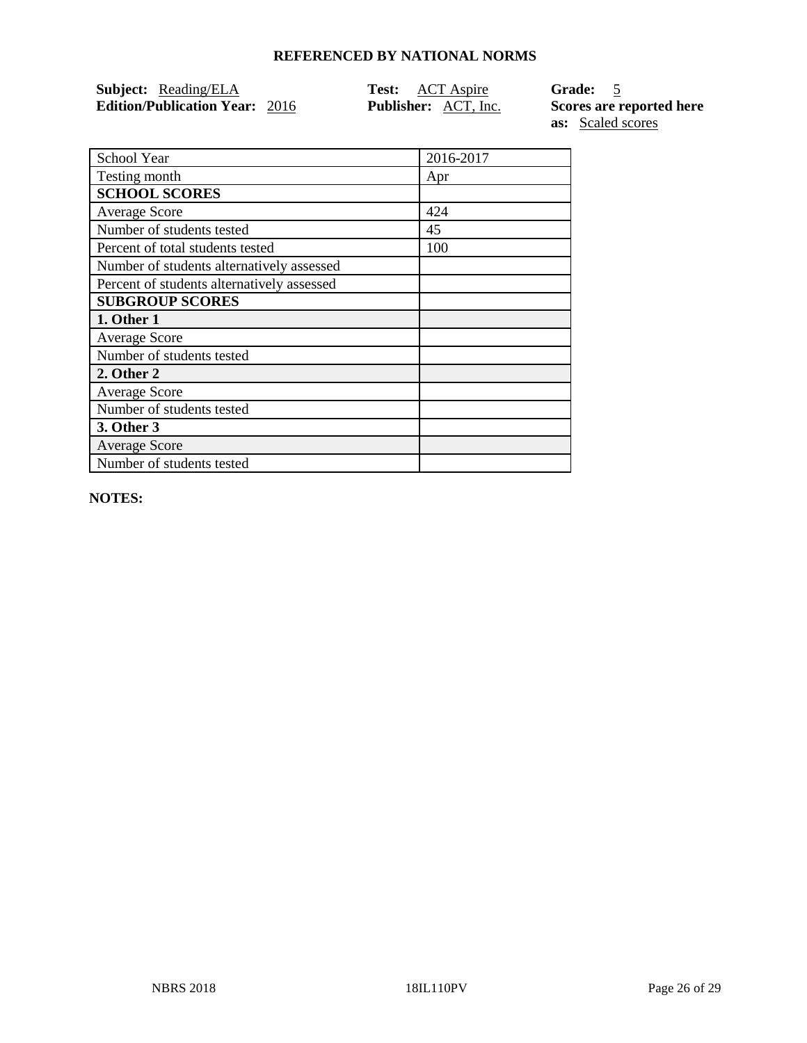## REFERENCED BY NATIONAL NORMS

**Subject:** Reading/ELA
**Edition/Publication Year:** 2016

**Test:** ACT Aspire
**Publisher:** ACT, Inc.

**Grade:** 5
**Scores are reported here as:** Scaled scores

| School Year | 2016-2017 |
|---|---|
| Testing month | Apr |
| **SCHOOL SCORES** | |
| Average Score | 424 |
| Number of students tested | 45 |
| Percent of total students tested | 100 |
| Number of students alternatively assessed | |
| Percent of students alternatively assessed | |
| **SUBGROUP SCORES** | |
| **1. Other 1** | |
| Average Score | |
| Number of students tested | |
| **2. Other 2** | |
| Average Score | |
| Number of students tested | |
| **3. Other 3** | |
| Average Score | |
| Number of students tested | |

**NOTES:**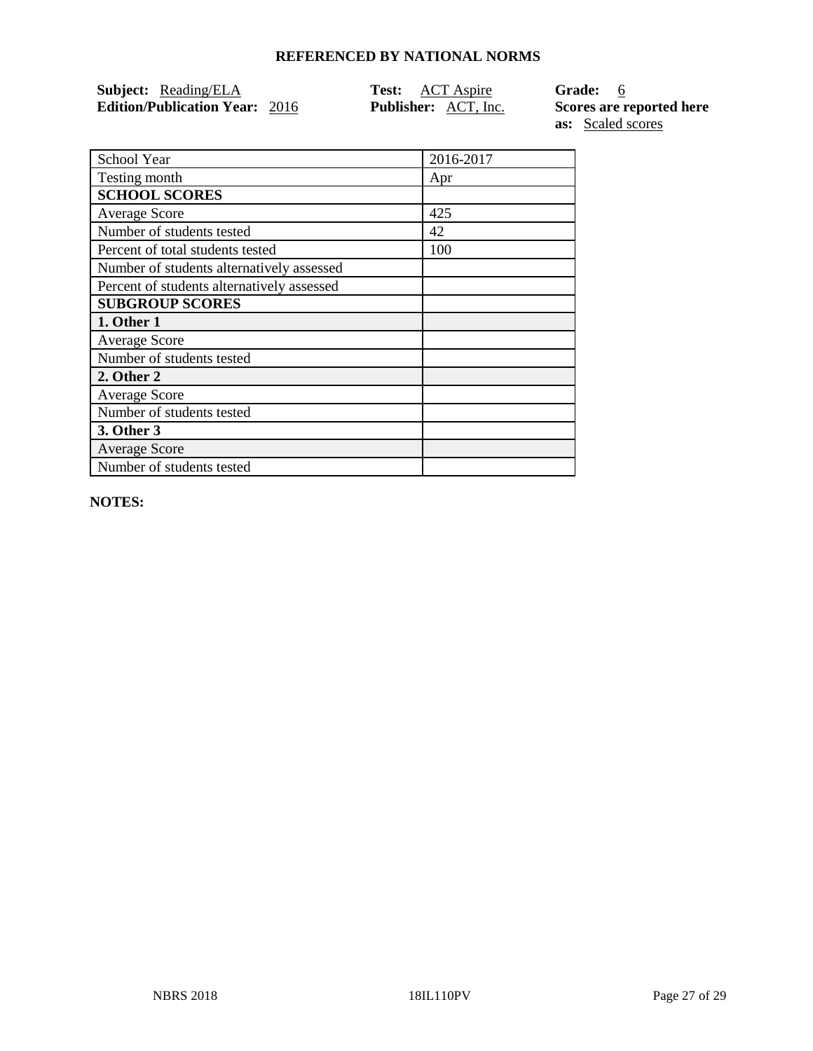## REFERENCED BY NATIONAL NORMS

**Subject:** Reading/ELA
**Edition/Publication Year:** 2016
**Test:** ACT Aspire
**Publisher:** ACT, Inc.
**Grade:** 6
**Scores are reported here as:** Scaled scores

| School Year | 2016-2017 |
|---|---|
| Testing month | Apr |
| **SCHOOL SCORES** | |
| Average Score | 425 |
| Number of students tested | 42 |
| Percent of total students tested | 100 |
| Number of students alternatively assessed | |
| Percent of students alternatively assessed | |
| **SUBGROUP SCORES** | |
| **1. Other 1** | |
| Average Score | |
| Number of students tested | |
| **2. Other 2** | |
| Average Score | |
| Number of students tested | |
| **3. Other 3** | |
| Average Score | |
| Number of students tested | |

**NOTES:**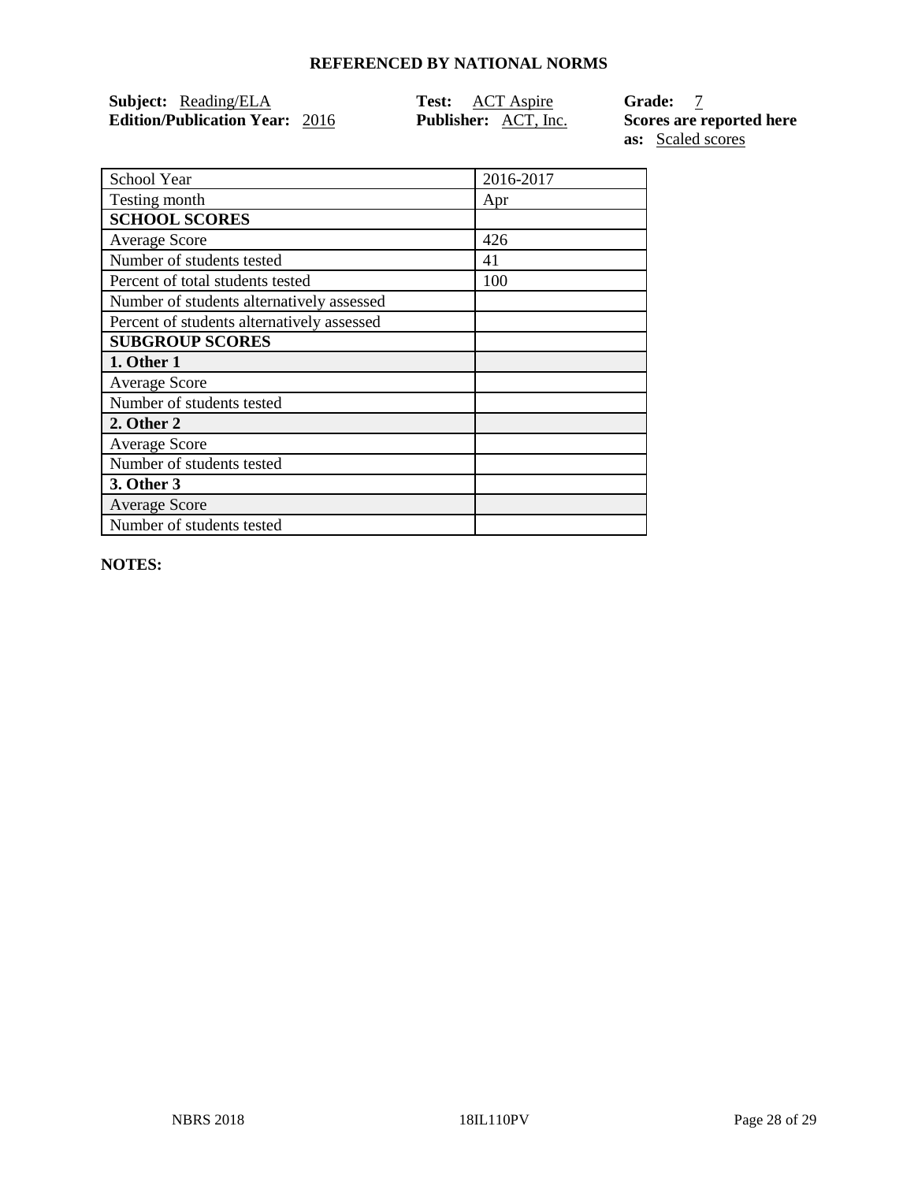## REFERENCED BY NATIONAL NORMS

**Subject:** Reading/ELA  **Test:** ACT Aspire  **Grade:** 7
**Edition/Publication Year:** 2016  **Publisher:** ACT, Inc.  **Scores are reported here as:** Scaled scores

| School Year | 2016-2017 |
| --- | --- |
| Testing month | Apr |
| **SCHOOL SCORES** | |
| Average Score | 426 |
| Number of students tested | 41 |
| Percent of total students tested | 100 |
| Number of students alternatively assessed | |
| Percent of students alternatively assessed | |
| **SUBGROUP SCORES** | |
| **1. Other 1** | |
| Average Score | |
| Number of students tested | |
| **2. Other 2** | |
| Average Score | |
| Number of students tested | |
| **3. Other 3** | |
| Average Score | |
| Number of students tested | |

**NOTES:**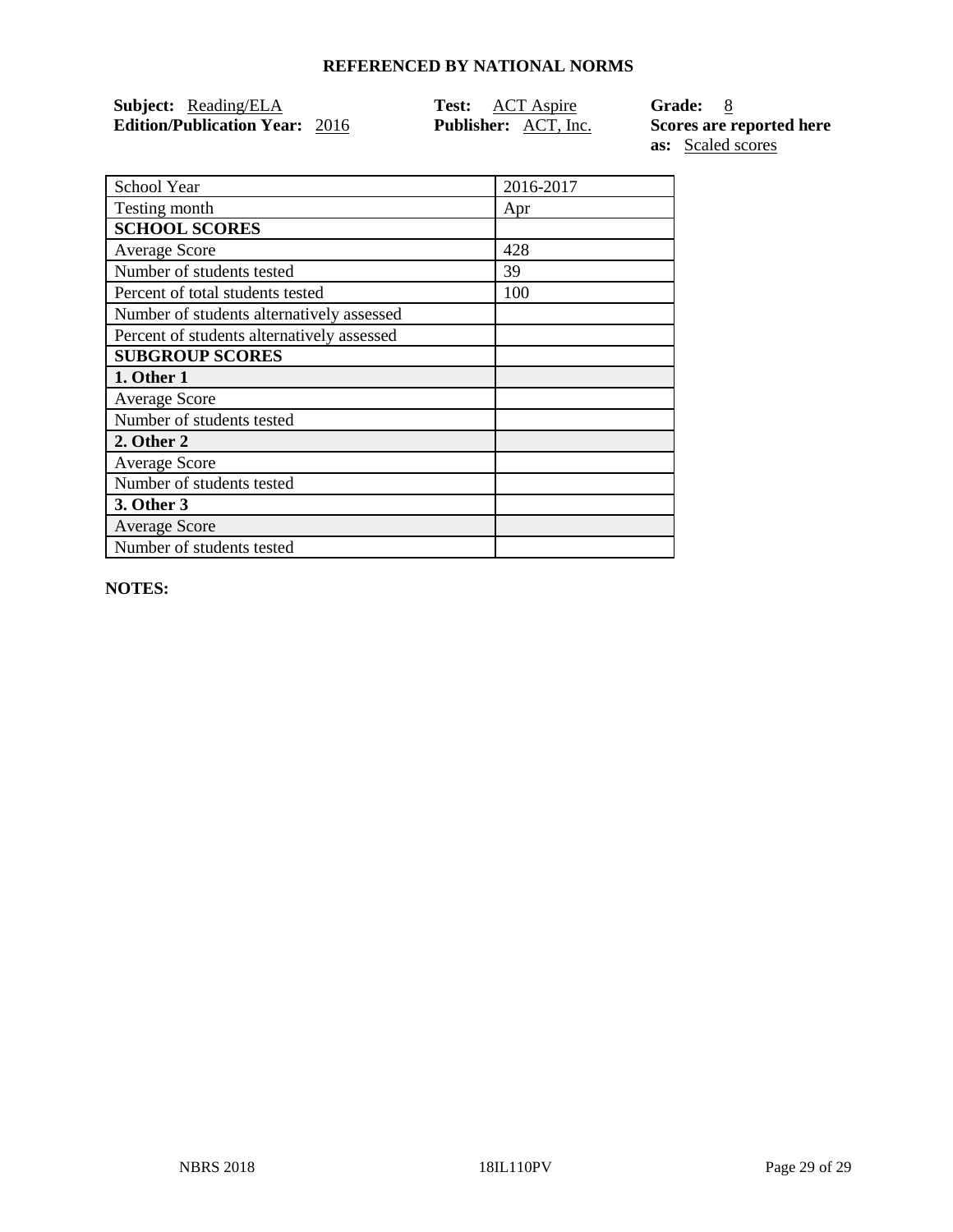## REFERENCED BY NATIONAL NORMS

**Subject:** Reading/ELA **Test:** ACT Aspire **Grade:** 8
**Edition/Publication Year:** 2016 **Publisher:** ACT, Inc. **Scores are reported here as:** Scaled scores

| | |
|---|---|
| School Year | 2016-2017 |
| Testing month | Apr |
| **SCHOOL SCORES** | |
| Average Score | 428 |
| Number of students tested | 39 |
| Percent of total students tested | 100 |
| Number of students alternatively assessed | |
| Percent of students alternatively assessed | |
| **SUBGROUP SCORES** | |
| **1. Other 1** | |
| Average Score | |
| Number of students tested | |
| **2. Other 2** | |
| Average Score | |
| Number of students tested | |
| **3. Other 3** | |
| Average Score | |
| Number of students tested | |

**NOTES:**